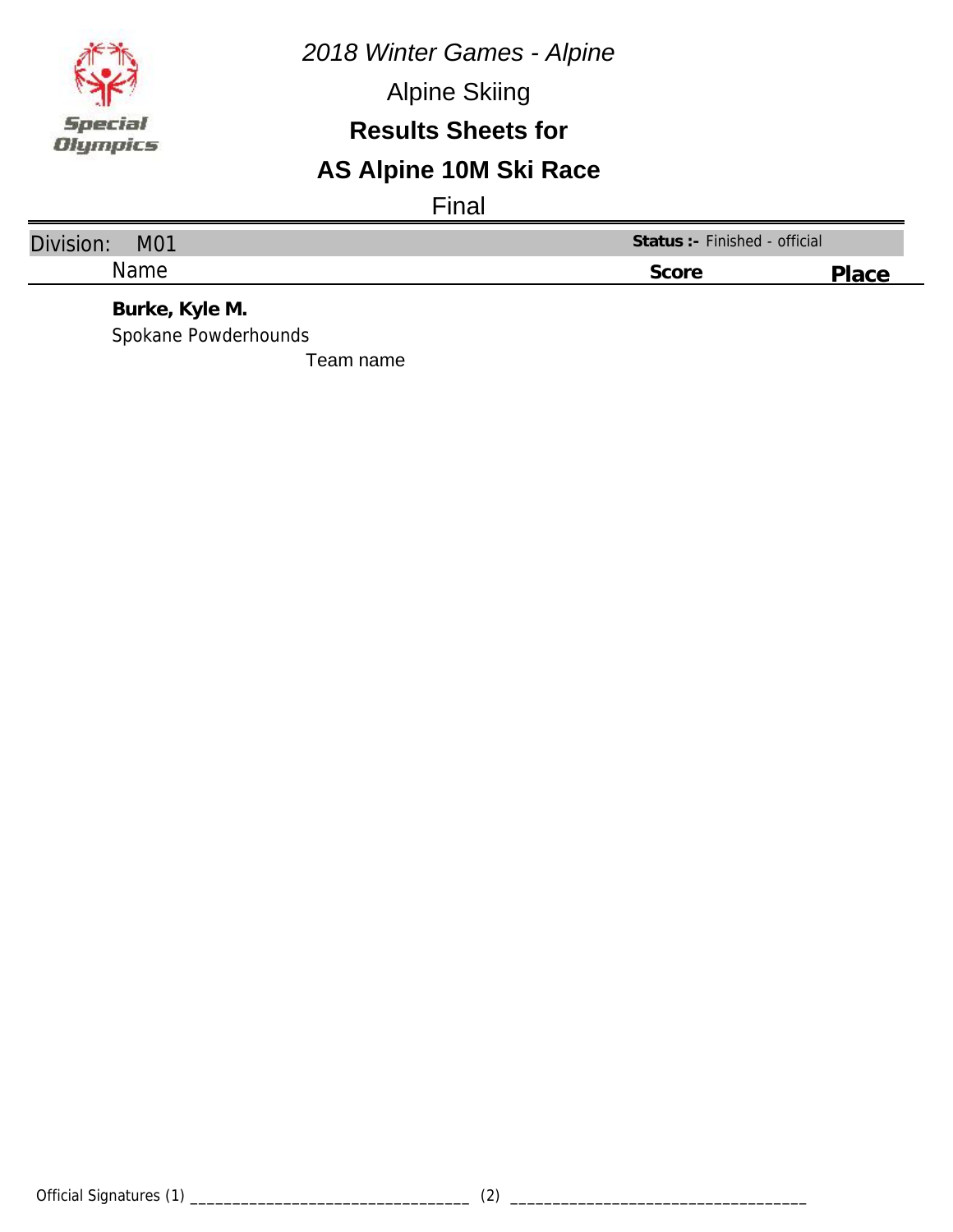*2018 Winter Games - Alpine*

Alpine Skiing

**Results Sheets for**

## AS Alpine 10M Ski Race

Final

| Division: M01 | **Status :-** Finished - official | |
|---|---|---|
| Name | **Score** | **Place** |
| **Burke, Kyle M.** | | |
| Spokane Powderhounds | | |
| Team name | | |

Official Signatures (1) ________________________________ (2) ________________________________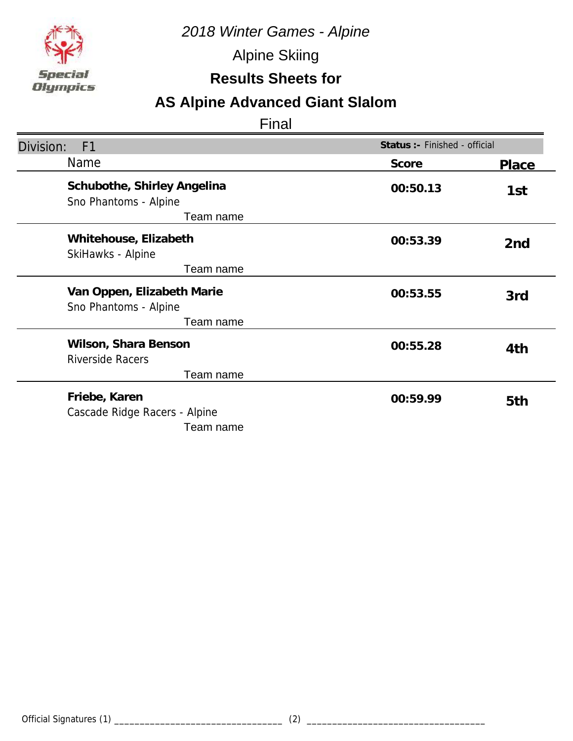*2018 Winter Games - Alpine*

Alpine Skiing

**Results Sheets for**

# AS Alpine Advanced Giant Slalom

Final

Division: F1 — **Status :-** Finished - official

| Name | Score | Place |
|---|---|---|
| **Schubothe, Shirley Angelina**<br>Sno Phantoms - Alpine<br>Team name | **00:50.13** | **1st** |
| **Whitehouse, Elizabeth**<br>SkiHawks - Alpine<br>Team name | **00:53.39** | **2nd** |
| **Van Oppen, Elizabeth Marie**<br>Sno Phantoms - Alpine<br>Team name | **00:53.55** | **3rd** |
| **Wilson, Shara Benson**<br>Riverside Racers<br>Team name | **00:55.28** | **4th** |
| **Friebe, Karen**<br>Cascade Ridge Racers - Alpine<br>Team name | **00:59.99** | **5th** |

Official Signatures (1) _________________________________ (2) _________________________________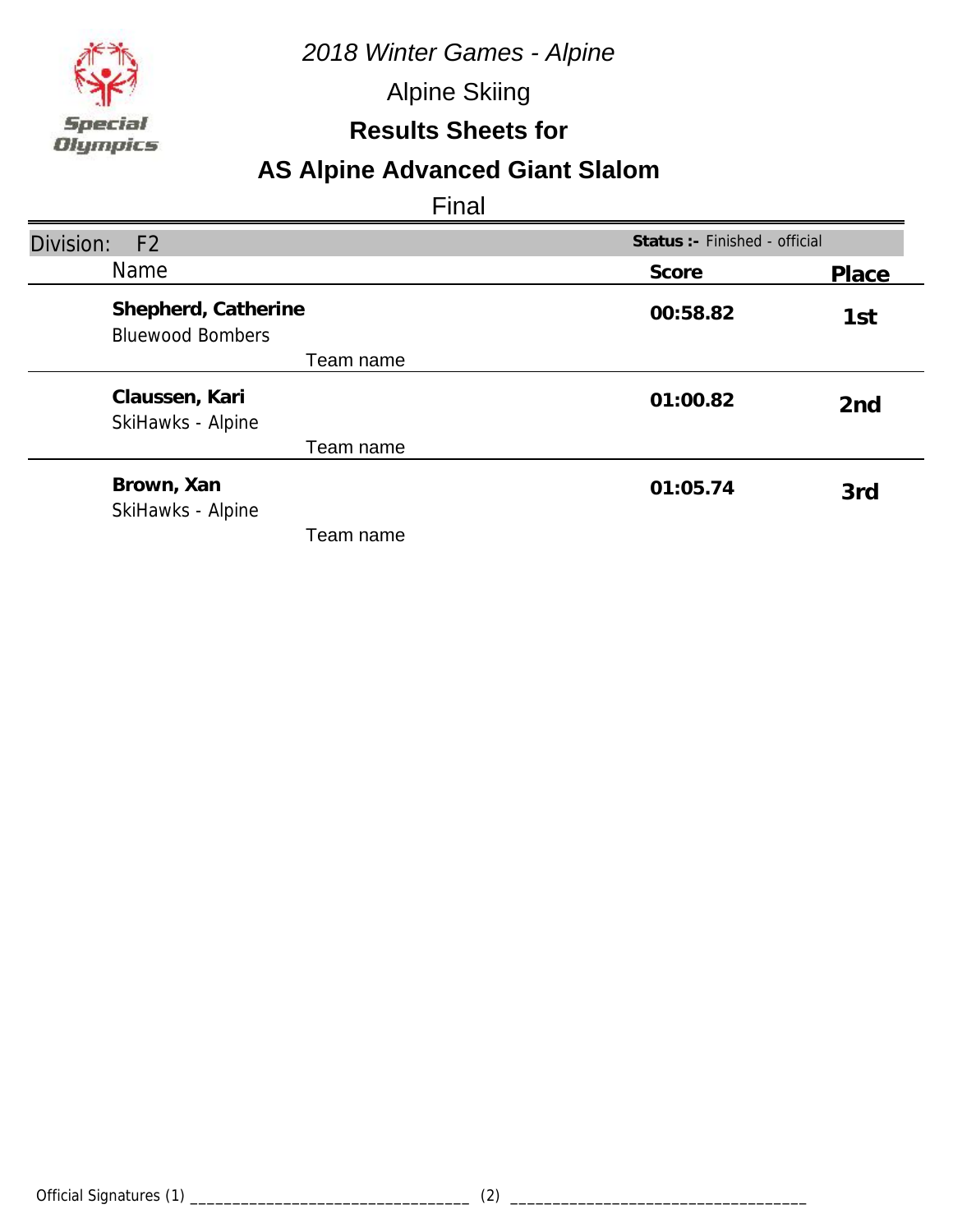*2018 Winter Games - Alpine*

Alpine Skiing

**Results Sheets for**

# AS Alpine Advanced Giant Slalom

Final

Division: F2 | **Status :-** Finished - official

| Name | Team name | Score | Place |
|---|---|---|---|
| **Shepherd, Catherine** | Bluewood Bombers | **00:58.82** | **1st** |
| **Claussen, Kari** | SkiHawks - Alpine | **01:00.82** | **2nd** |
| **Brown, Xan** | SkiHawks - Alpine | **01:05.74** | **3rd** |

Official Signatures (1) ________________________________ (2) ________________________________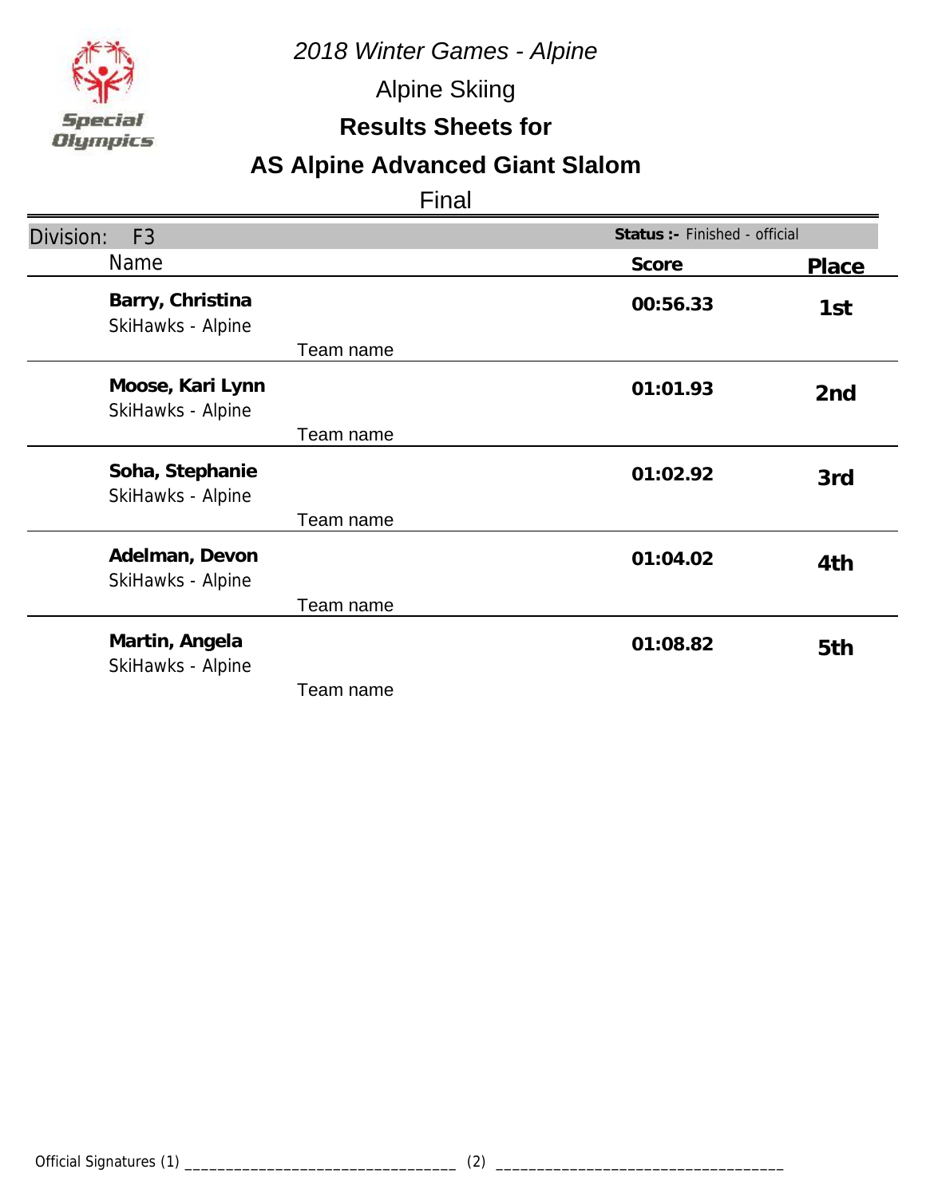*2018 Winter Games - Alpine*

Alpine Skiing

**Results Sheets for**

# AS Alpine Advanced Giant Slalom

Final

| Division: F3 | | **Status :-** Finished - official | |
|---|---|---|---|
| Name | | **Score** | **Place** |
| **Barry, Christina**<br>SkiHawks - Alpine | Team name | **00:56.33** | **1st** |
| **Moose, Kari Lynn**<br>SkiHawks - Alpine | Team name | **01:01.93** | **2nd** |
| **Soha, Stephanie**<br>SkiHawks - Alpine | Team name | **01:02.92** | **3rd** |
| **Adelman, Devon**<br>SkiHawks - Alpine | Team name | **01:04.02** | **4th** |
| **Martin, Angela**<br>SkiHawks - Alpine | Team name | **01:08.82** | **5th** |

Official Signatures (1) ________________________________ (2) ________________________________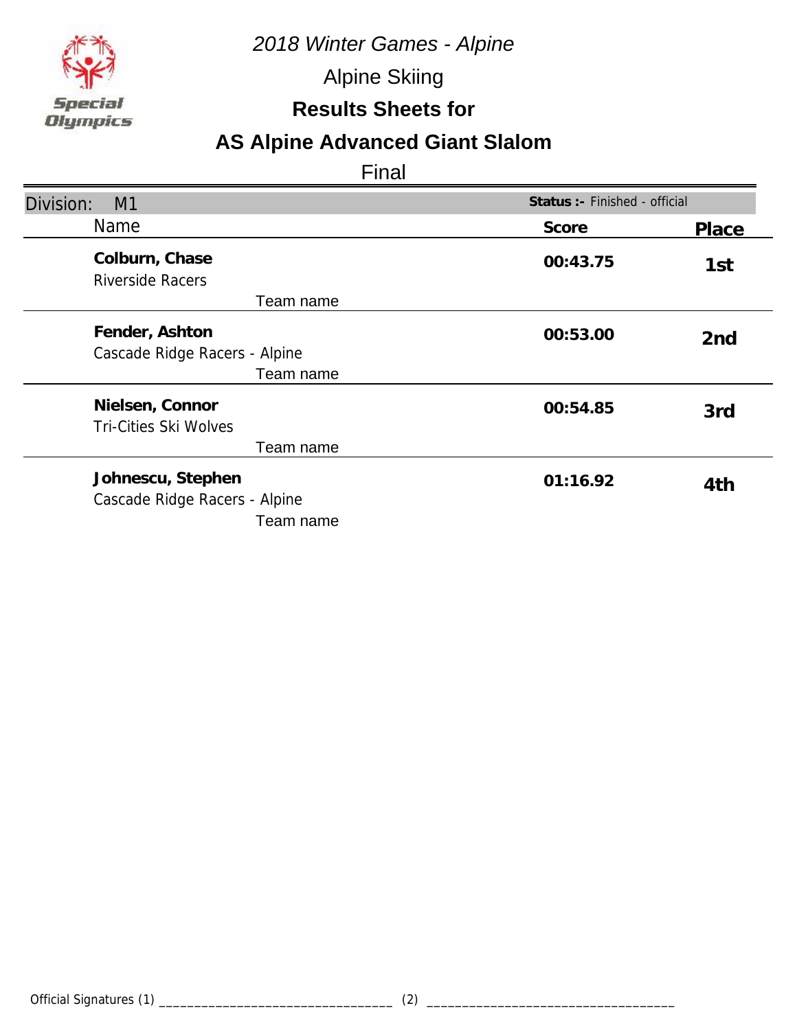*2018 Winter Games - Alpine*

Alpine Skiing

**Results Sheets for**

## AS Alpine Advanced Giant Slalom

Final

Division: M1 — **Status :-** Finished - official

| Name | Score | Place |
|---|---|---|
| **Colburn, Chase**<br>Riverside Racers<br>Team name | **00:43.75** | **1st** |
| **Fender, Ashton**<br>Cascade Ridge Racers - Alpine<br>Team name | **00:53.00** | **2nd** |
| **Nielsen, Connor**<br>Tri-Cities Ski Wolves<br>Team name | **00:54.85** | **3rd** |
| **Johnescu, Stephen**<br>Cascade Ridge Racers - Alpine<br>Team name | **01:16.92** | **4th** |

Official Signatures (1) ________________________________ (2) ________________________________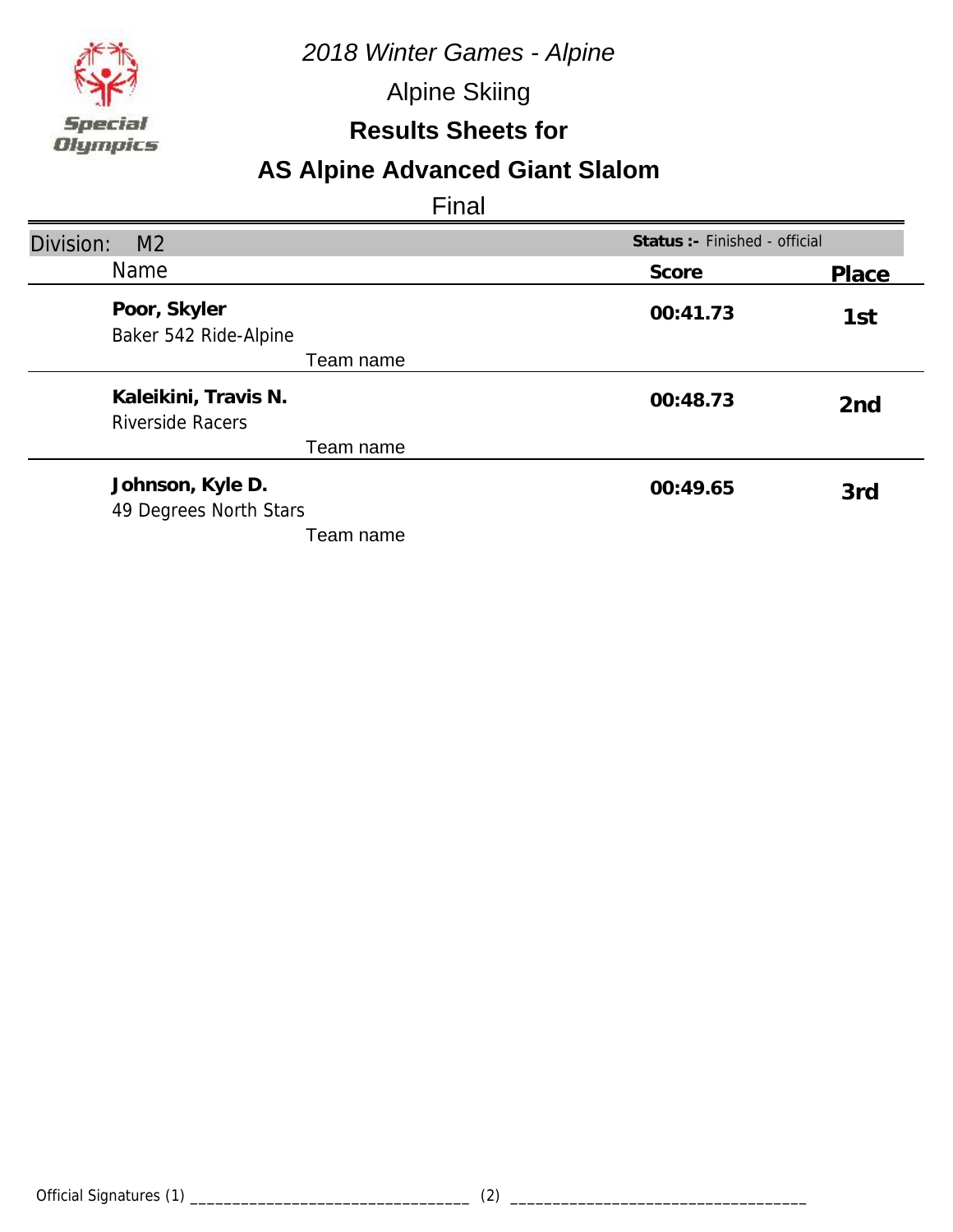Special Olympics

*2018 Winter Games - Alpine*

Alpine Skiing

**Results Sheets for**

## AS Alpine Advanced Giant Slalom

Final

Division: M2 | **Status :-** Finished - official

| Name | Score | Place |
|---|---|---|
| **Poor, Skyler**<br>Baker 542 Ride-Alpine<br>Team name | **00:41.73** | **1st** |
| **Kaleikini, Travis N.**<br>Riverside Racers<br>Team name | **00:48.73** | **2nd** |
| **Johnson, Kyle D.**<br>49 Degrees North Stars<br>Team name | **00:49.65** | **3rd** |

Official Signatures (1) ________________________________ (2) ________________________________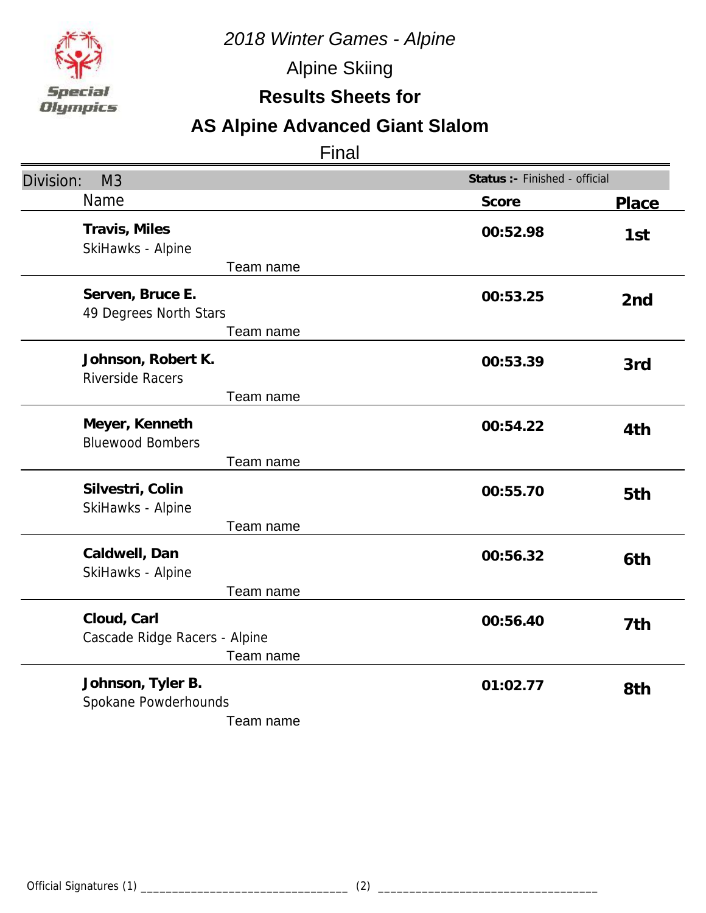Special Olympics

*2018 Winter Games - Alpine*

Alpine Skiing

**Results Sheets for**

## AS Alpine Advanced Giant Slalom

Final

Division: M3 — **Status :-** Finished - official

| Name | Team name | Score | Place |
|---|---|---|---|
| **Travis, Miles** | SkiHawks - Alpine | **00:52.98** | **1st** |
| **Serven, Bruce E.** | 49 Degrees North Stars | **00:53.25** | **2nd** |
| **Johnson, Robert K.** | Riverside Racers | **00:53.39** | **3rd** |
| **Meyer, Kenneth** | Bluewood Bombers | **00:54.22** | **4th** |
| **Silvestri, Colin** | SkiHawks - Alpine | **00:55.70** | **5th** |
| **Caldwell, Dan** | SkiHawks - Alpine | **00:56.32** | **6th** |
| **Cloud, Carl** | Cascade Ridge Racers - Alpine | **00:56.40** | **7th** |
| **Johnson, Tyler B.** | Spokane Powderhounds | **01:02.77** | **8th** |

Official Signatures (1) ________________________________ (2) ________________________________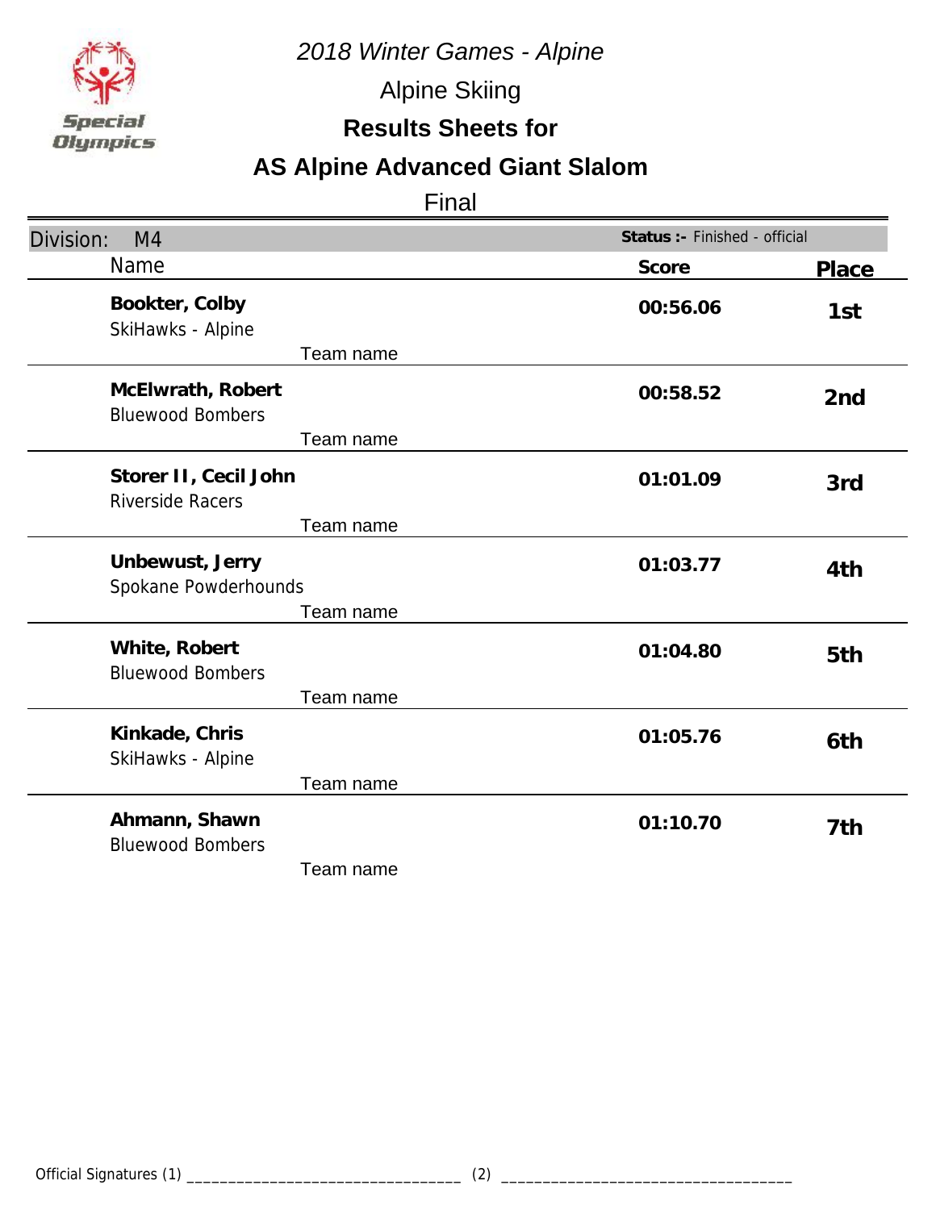*2018 Winter Games - Alpine*

Alpine Skiing

**Results Sheets for**

# AS Alpine Advanced Giant Slalom

Final

Division: M4 — **Status :-** Finished - official

| Name | Team name | Score | Place |
|---|---|---|---|
| **Bookter, Colby** | SkiHawks - Alpine | **00:56.06** | **1st** |
| **McElwrath, Robert** | Bluewood Bombers | **00:58.52** | **2nd** |
| **Storer II, Cecil John** | Riverside Racers | **01:01.09** | **3rd** |
| **Unbewust, Jerry** | Spokane Powderhounds | **01:03.77** | **4th** |
| **White, Robert** | Bluewood Bombers | **01:04.80** | **5th** |
| **Kinkade, Chris** | SkiHawks - Alpine | **01:05.76** | **6th** |
| **Ahmann, Shawn** | Bluewood Bombers | **01:10.70** | **7th** |

Official Signatures (1) ________________________________ (2) ________________________________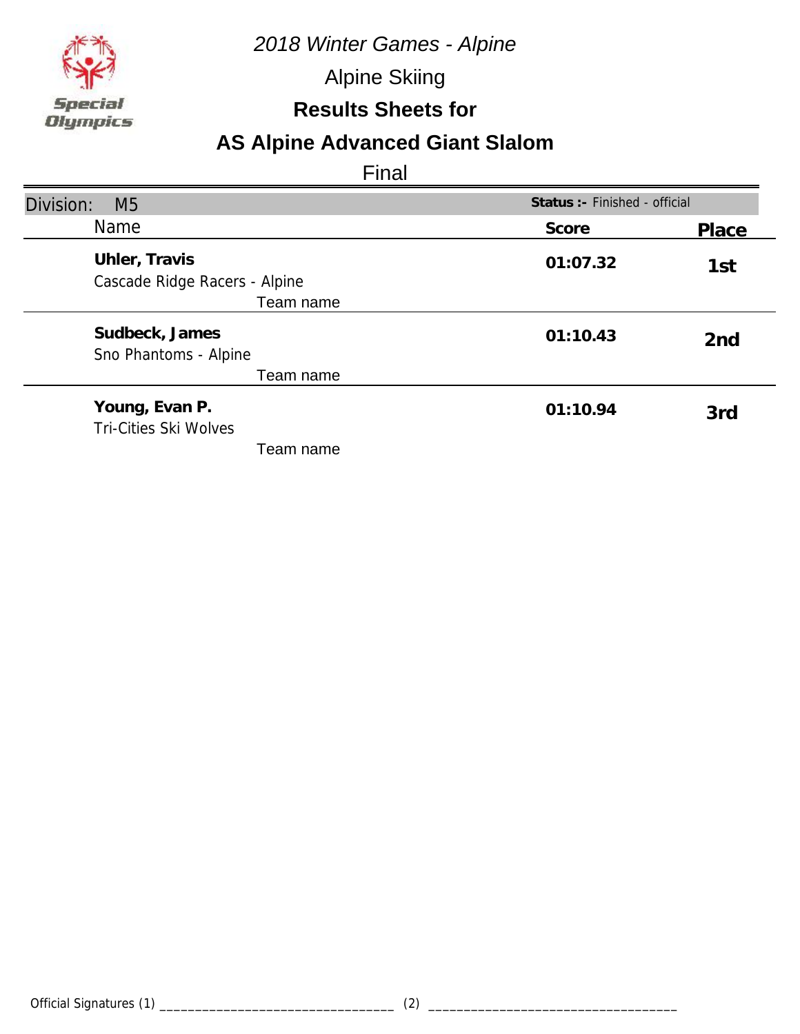*2018 Winter Games - Alpine*

Alpine Skiing

**Results Sheets for**

# AS Alpine Advanced Giant Slalom

Final

Division: M5 | **Status :-** Finished - official

| Name | Score | Place |
|---|---|---|
| **Uhler, Travis**<br>Cascade Ridge Racers - Alpine<br>Team name | **01:07.32** | **1st** |
| **Sudbeck, James**<br>Sno Phantoms - Alpine<br>Team name | **01:10.43** | **2nd** |
| **Young, Evan P.**<br>Tri-Cities Ski Wolves<br>Team name | **01:10.94** | **3rd** |

Official Signatures (1) ________________________________ (2) ________________________________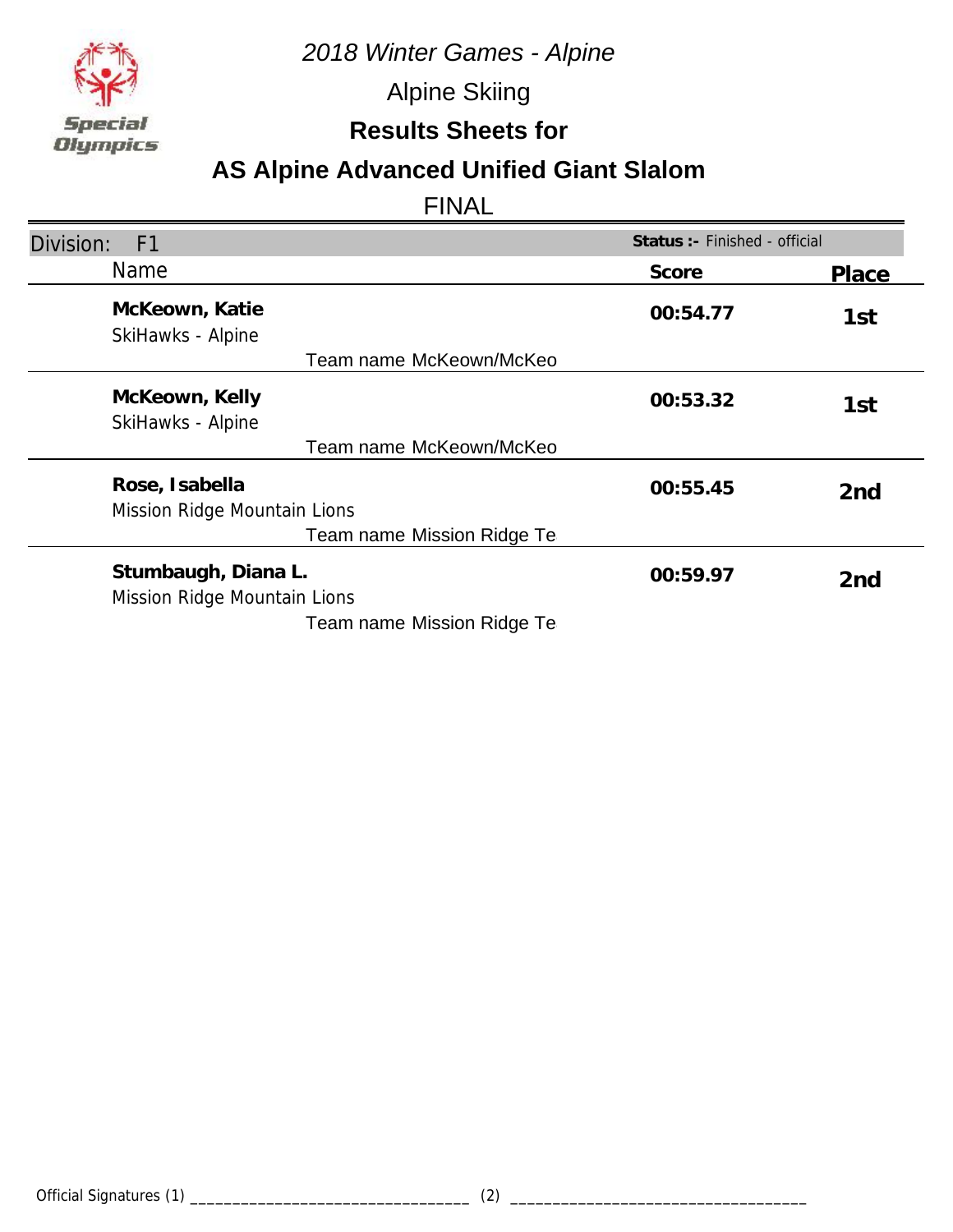*2018 Winter Games - Alpine*

Alpine Skiing

**Results Sheets for**

## AS Alpine Advanced Unified Giant Slalom

FINAL

Division: F1 — **Status :-** Finished - official

| Name | Score | Place |
|---|---|---|
| **McKeown, Katie**<br>SkiHawks - Alpine<br>Team name McKeown/McKeo | **00:54.77** | **1st** |
| **McKeown, Kelly**<br>SkiHawks - Alpine<br>Team name McKeown/McKeo | **00:53.32** | **1st** |
| **Rose, Isabella**<br>Mission Ridge Mountain Lions<br>Team name Mission Ridge Te | **00:55.45** | **2nd** |
| **Stumbaugh, Diana L.**<br>Mission Ridge Mountain Lions<br>Team name Mission Ridge Te | **00:59.97** | **2nd** |

Official Signatures (1) _________________________________ (2) __________________________________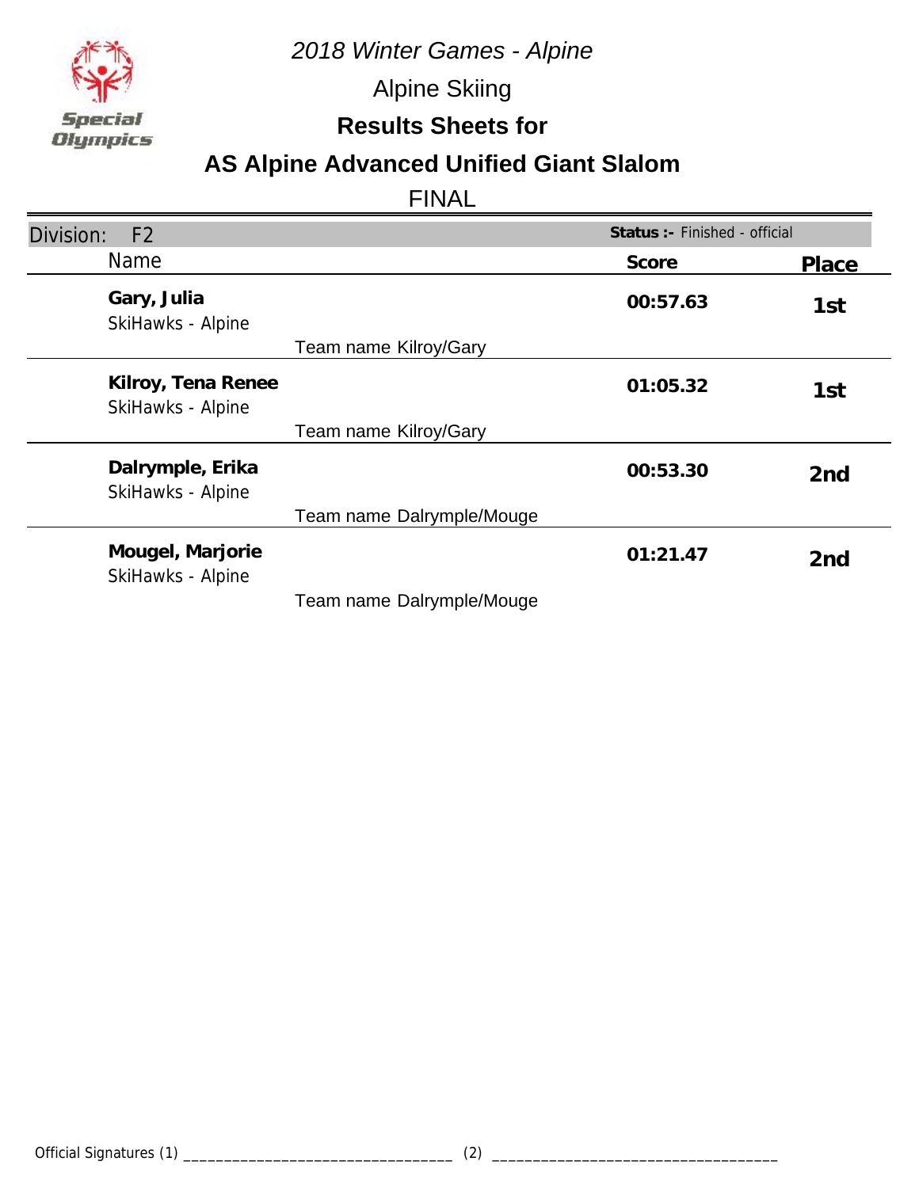*2018 Winter Games - Alpine*

Alpine Skiing

**Results Sheets for**

## AS Alpine Advanced Unified Giant Slalom

FINAL

| Division: F2 | | **Status :-** Finished - official | |
|---|---|---|---|
| **Name** | | **Score** | **Place** |
| **Gary, Julia**<br>SkiHawks - Alpine | Team name Kilroy/Gary | **00:57.63** | **1st** |
| **Kilroy, Tena Renee**<br>SkiHawks - Alpine | Team name Kilroy/Gary | **01:05.32** | **1st** |
| **Dalrymple, Erika**<br>SkiHawks - Alpine | Team name Dalrymple/Mouge | **00:53.30** | **2nd** |
| **Mougel, Marjorie**<br>SkiHawks - Alpine | Team name Dalrymple/Mouge | **01:21.47** | **2nd** |

Official Signatures (1) ________________________________ (2) ________________________________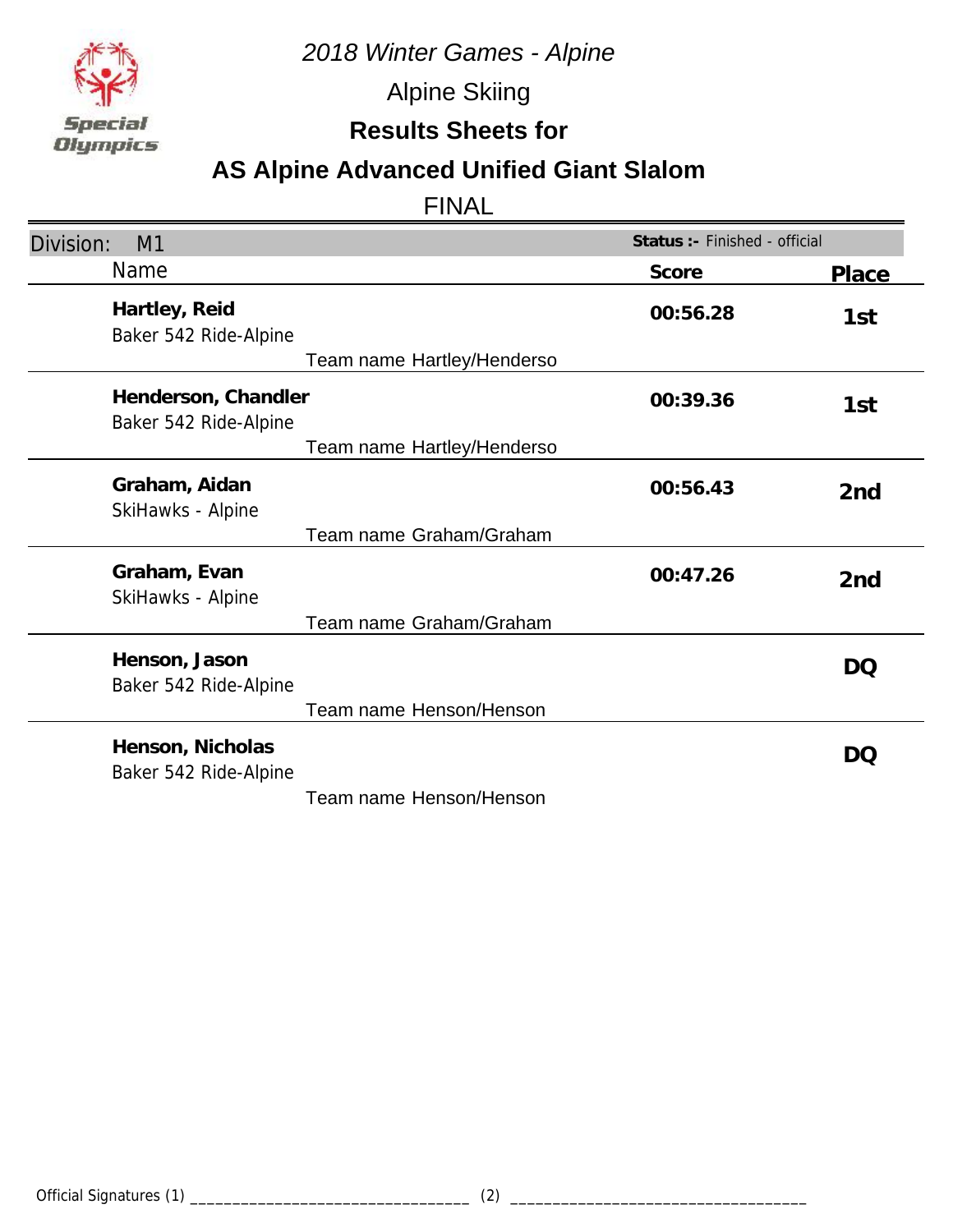*2018 Winter Games - Alpine*

Alpine Skiing

**Results Sheets for**

## AS Alpine Advanced Unified Giant Slalom

FINAL

Division: M1 — **Status :-** Finished - official

| Name | | Score | Place |
|---|---|---|---|
| **Hartley, Reid**<br>Baker 542 Ride-Alpine | Team name Hartley/Henderso | **00:56.28** | **1st** |
| **Henderson, Chandler**<br>Baker 542 Ride-Alpine | Team name Hartley/Henderso | **00:39.36** | **1st** |
| **Graham, Aidan**<br>SkiHawks - Alpine | Team name Graham/Graham | **00:56.43** | **2nd** |
| **Graham, Evan**<br>SkiHawks - Alpine | Team name Graham/Graham | **00:47.26** | **2nd** |
| **Henson, Jason**<br>Baker 542 Ride-Alpine | Team name Henson/Henson | | **DQ** |
| **Henson, Nicholas**<br>Baker 542 Ride-Alpine | Team name Henson/Henson | | **DQ** |

Official Signatures (1) _______________________________ (2) _______________________________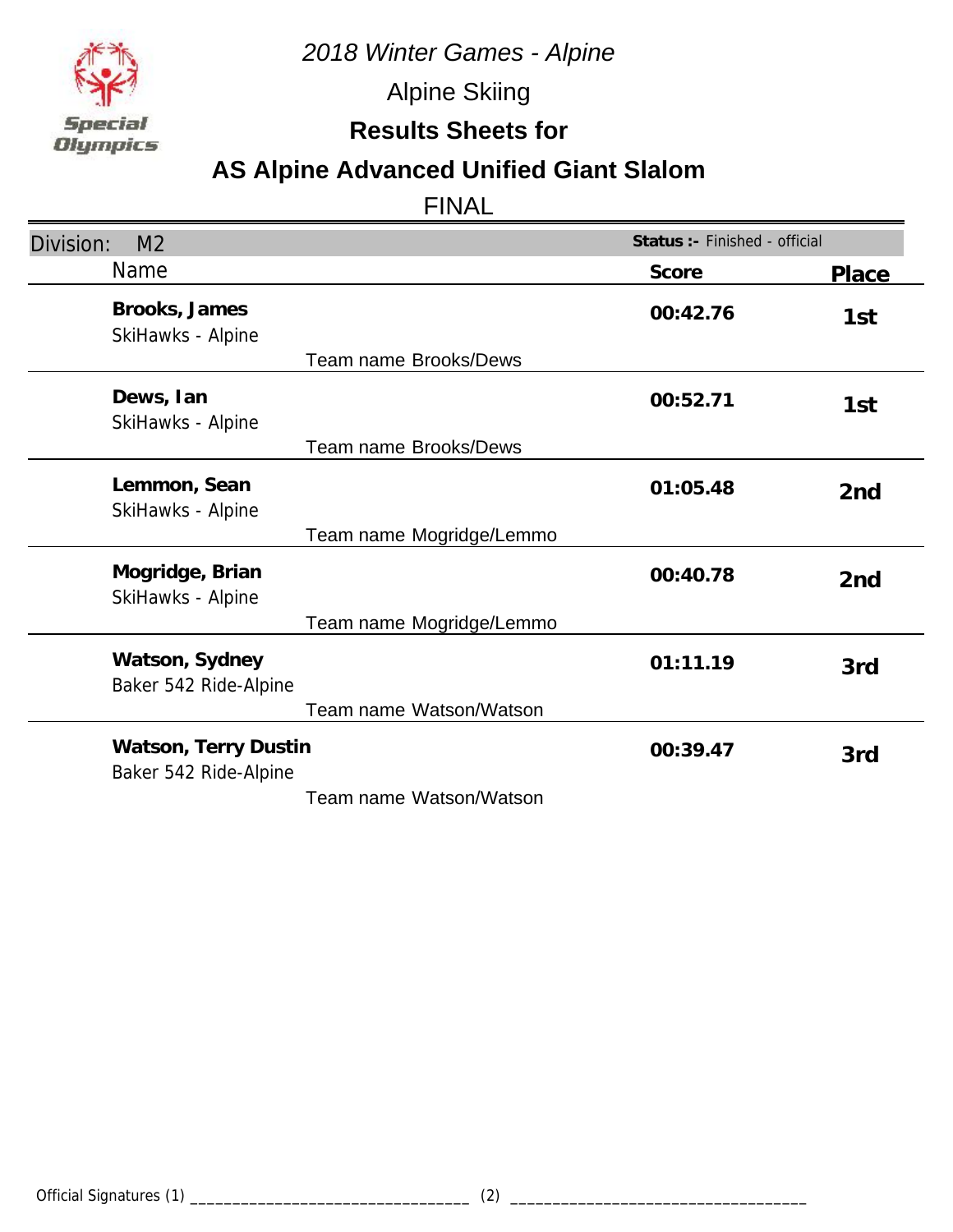*2018 Winter Games - Alpine*

Alpine Skiing

**Results Sheets for**

## AS Alpine Advanced Unified Giant Slalom

FINAL

Division: M2 | **Status :-** Finished - official

| Name | | Score | Place |
|---|---|---|---|
| **Brooks, James**<br>SkiHawks - Alpine | Team name Brooks/Dews | **00:42.76** | **1st** |
| **Dews, Ian**<br>SkiHawks - Alpine | Team name Brooks/Dews | **00:52.71** | **1st** |
| **Lemmon, Sean**<br>SkiHawks - Alpine | Team name Mogridge/Lemmo | **01:05.48** | **2nd** |
| **Mogridge, Brian**<br>SkiHawks - Alpine | Team name Mogridge/Lemmo | **00:40.78** | **2nd** |
| **Watson, Sydney**<br>Baker 542 Ride-Alpine | Team name Watson/Watson | **01:11.19** | **3rd** |
| **Watson, Terry Dustin**<br>Baker 542 Ride-Alpine | Team name Watson/Watson | **00:39.47** | **3rd** |

Official Signatures (1) _________________________________ (2) __________________________________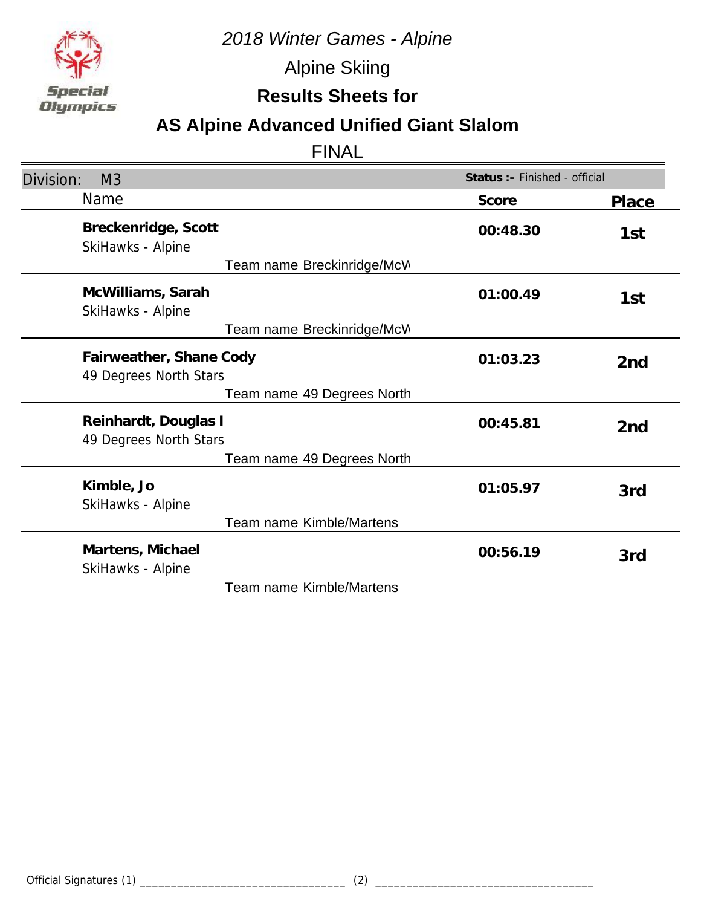*2018 Winter Games - Alpine*

Alpine Skiing

**Results Sheets for**

## AS Alpine Advanced Unified Giant Slalom

FINAL

Division: M3 — **Status :-** Finished - official

| Name | Score | Place |
|---|---|---|
| **Breckenridge, Scott**<br>SkiHawks - Alpine<br>Team name Breckinridge/McW | **00:48.30** | **1st** |
| **McWilliams, Sarah**<br>SkiHawks - Alpine<br>Team name Breckinridge/McW | **01:00.49** | **1st** |
| **Fairweather, Shane Cody**<br>49 Degrees North Stars<br>Team name 49 Degrees North | **01:03.23** | **2nd** |
| **Reinhardt, Douglas I**<br>49 Degrees North Stars<br>Team name 49 Degrees North | **00:45.81** | **2nd** |
| **Kimble, Jo**<br>SkiHawks - Alpine<br>Team name Kimble/Martens | **01:05.97** | **3rd** |
| **Martens, Michael**<br>SkiHawks - Alpine<br>Team name Kimble/Martens | **00:56.19** | **3rd** |

Official Signatures (1) ________________________________ (2) ________________________________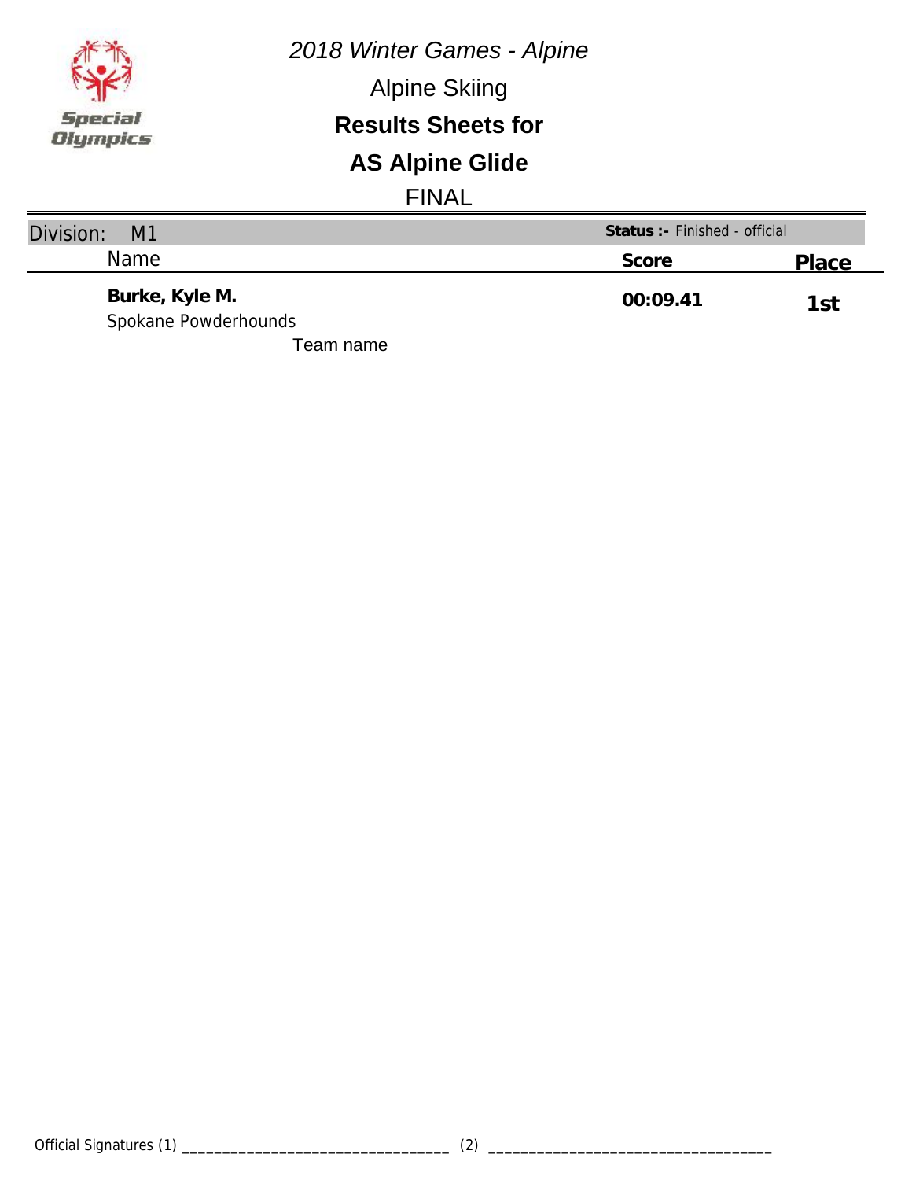*2018 Winter Games - Alpine*

Alpine Skiing

**Results Sheets for**

**AS Alpine Glide**

FINAL

| Division: M1 | **Status :-** Finished - official | |
|---|---|---|
| Name | **Score** | **Place** |
| **Burke, Kyle M.**<br>Spokane Powderhounds<br>Team name | **00:09.41** | **1st** |

Official Signatures (1) ________________________________ (2) ________________________________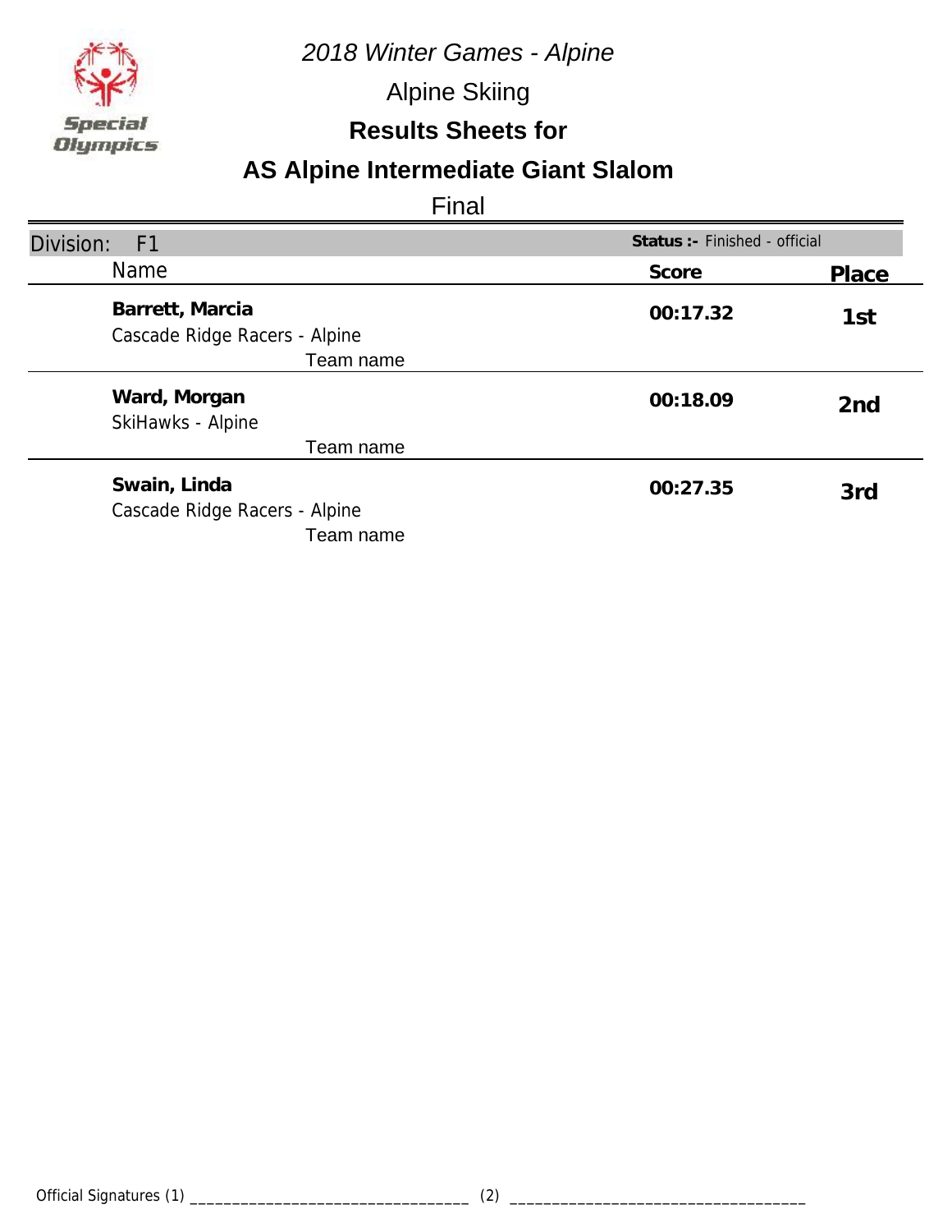*2018 Winter Games - Alpine*

Alpine Skiing

**Results Sheets for**

# AS Alpine Intermediate Giant Slalom

Final

| Division: F1 | **Status :-** Finished - official | |
|---|---|---|
| Name | **Score** | **Place** |
| **Barrett, Marcia**<br>Cascade Ridge Racers - Alpine<br>Team name | **00:17.32** | **1st** |
| **Ward, Morgan**<br>SkiHawks - Alpine<br>Team name | **00:18.09** | **2nd** |
| **Swain, Linda**<br>Cascade Ridge Racers - Alpine<br>Team name | **00:27.35** | **3rd** |

Official Signatures (1) ________________________________ (2) ________________________________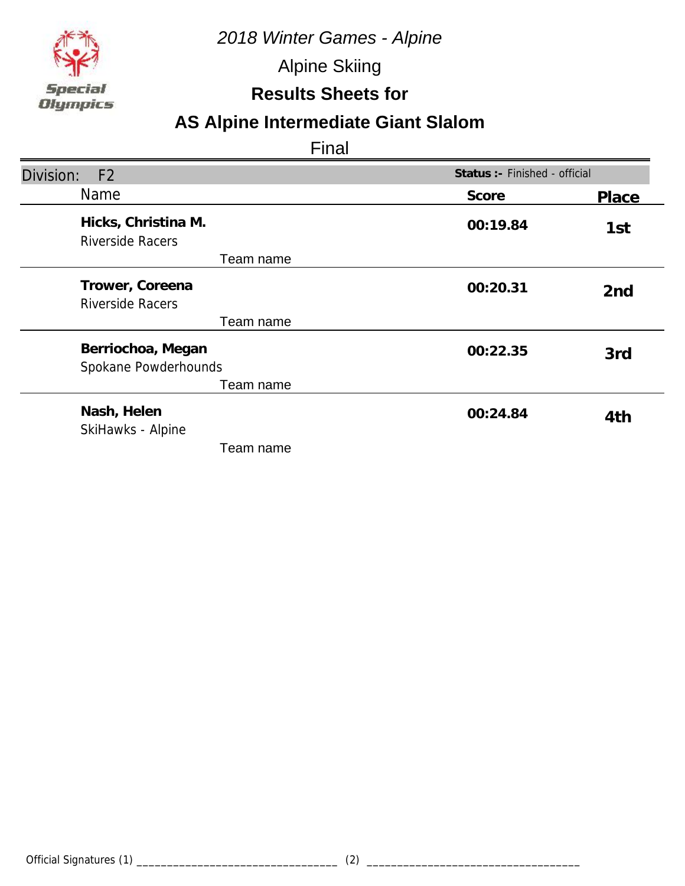*2018 Winter Games - Alpine*

Alpine Skiing

**Results Sheets for**

## AS Alpine Intermediate Giant Slalom

Final

Division: F2 — **Status :-** Finished - official

| Name | Score | Place |
|---|---|---|
| **Hicks, Christina M.**<br>Riverside Racers<br>Team name | **00:19.84** | **1st** |
| **Trower, Coreena**<br>Riverside Racers<br>Team name | **00:20.31** | **2nd** |
| **Berriochoa, Megan**<br>Spokane Powderhounds<br>Team name | **00:22.35** | **3rd** |
| **Nash, Helen**<br>SkiHawks - Alpine<br>Team name | **00:24.84** | **4th** |

Official Signatures (1) _________________________________ (2) __________________________________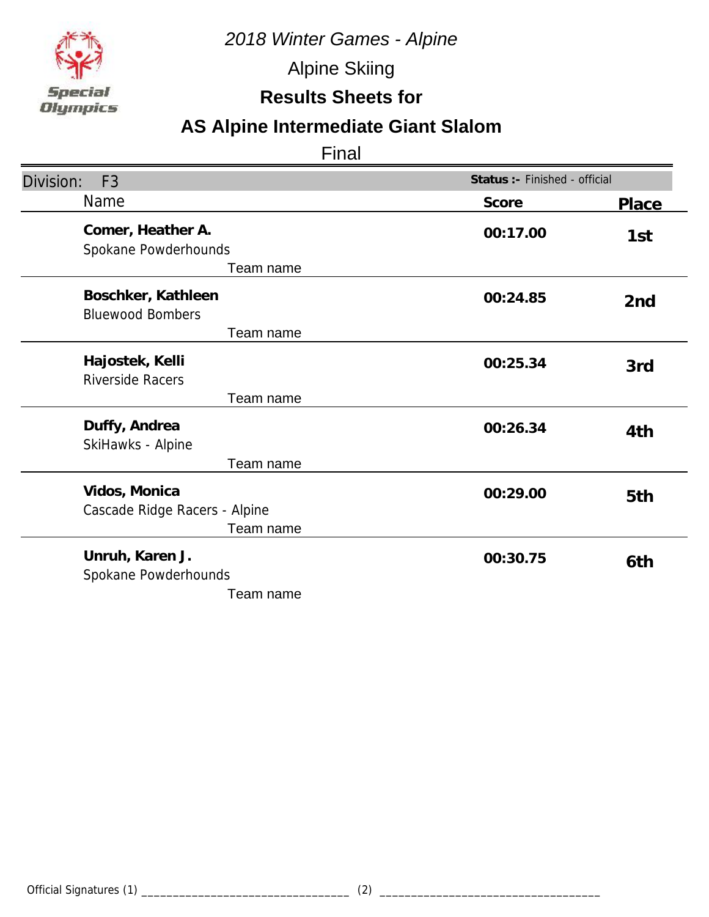*2018 Winter Games - Alpine*

Alpine Skiing

**Results Sheets for**

## AS Alpine Intermediate Giant Slalom

Final

Division: F3 — **Status :-** Finished - official

| Name | Score | Place |
| --- | --- | --- |
| **Comer, Heather A.**<br>Spokane Powderhounds<br>Team name | **00:17.00** | **1st** |
| **Boschker, Kathleen**<br>Bluewood Bombers<br>Team name | **00:24.85** | **2nd** |
| **Hajostek, Kelli**<br>Riverside Racers<br>Team name | **00:25.34** | **3rd** |
| **Duffy, Andrea**<br>SkiHawks - Alpine<br>Team name | **00:26.34** | **4th** |
| **Vidos, Monica**<br>Cascade Ridge Racers - Alpine<br>Team name | **00:29.00** | **5th** |
| **Unruh, Karen J.**<br>Spokane Powderhounds<br>Team name | **00:30.75** | **6th** |

Official Signatures (1) ________________________________ (2) ________________________________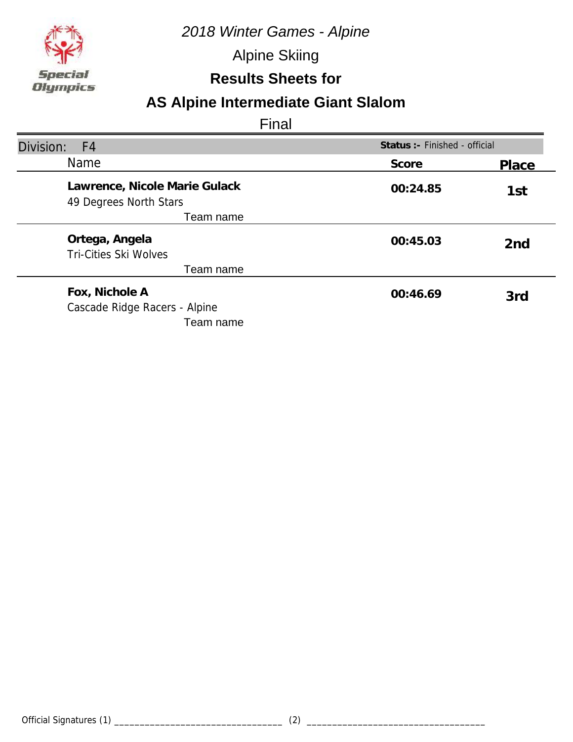*2018 Winter Games - Alpine*

Alpine Skiing

**Results Sheets for**

## AS Alpine Intermediate Giant Slalom

Final

| Division: F4 | **Status :-** Finished - official | |
|---|---|---|
| Name | **Score** | **Place** |
| **Lawrence, Nicole Marie Gulack**<br>49 Degrees North Stars<br>Team name | **00:24.85** | **1st** |
| **Ortega, Angela**<br>Tri-Cities Ski Wolves<br>Team name | **00:45.03** | **2nd** |
| **Fox, Nichole A**<br>Cascade Ridge Racers - Alpine<br>Team name | **00:46.69** | **3rd** |

Official Signatures (1) _________________________________ (2) __________________________________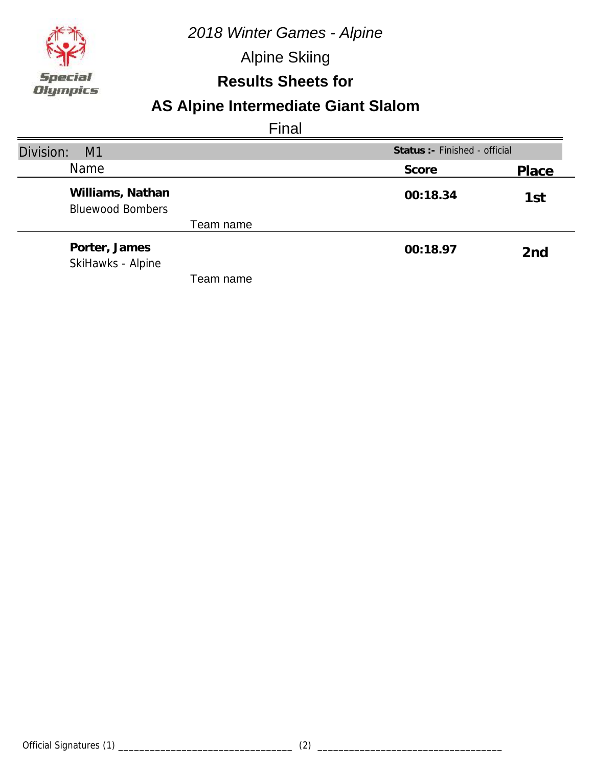*2018 Winter Games - Alpine*

Alpine Skiing

**Results Sheets for**

## AS Alpine Intermediate Giant Slalom

Final

| Division: M1 | | **Status :-** Finished - official | |
|---|---|---|---|
| Name | | **Score** | **Place** |
| **Williams, Nathan**<br>Bluewood Bombers | Team name | **00:18.34** | **1st** |
| **Porter, James**<br>SkiHawks - Alpine | Team name | **00:18.97** | **2nd** |

Official Signatures (1) ________________________________ (2) ________________________________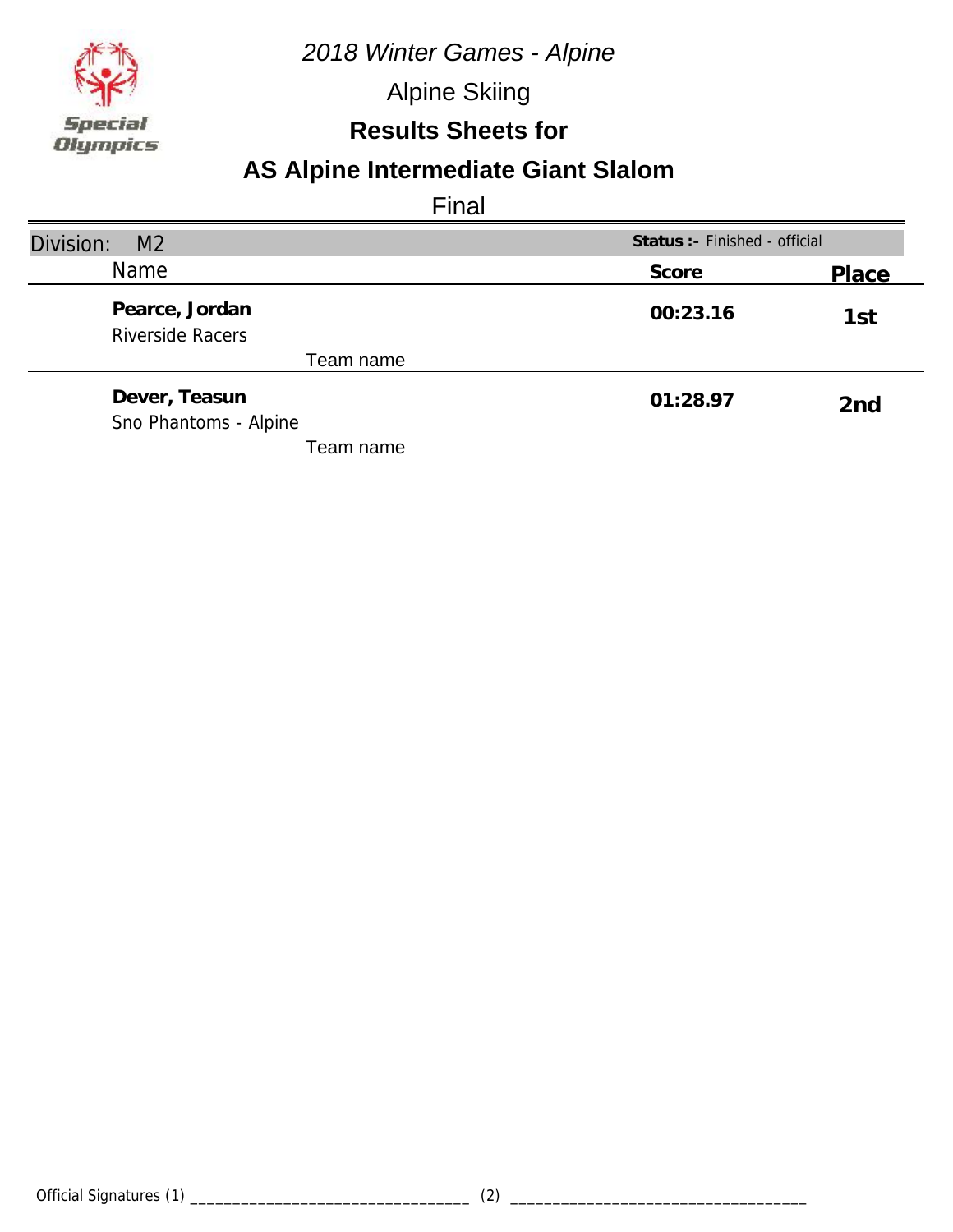*2018 Winter Games - Alpine*

Alpine Skiing

**Results Sheets for**

## AS Alpine Intermediate Giant Slalom

Final

| Division: M2 | Status :- Finished - official | |
|---|---|---|
| Name | Score | Place |
| **Pearce, Jordan**<br>Riverside Racers<br>Team name | **00:23.16** | **1st** |
| **Dever, Teasun**<br>Sno Phantoms - Alpine<br>Team name | **01:28.97** | **2nd** |

Official Signatures (1) ________________________________ (2) ________________________________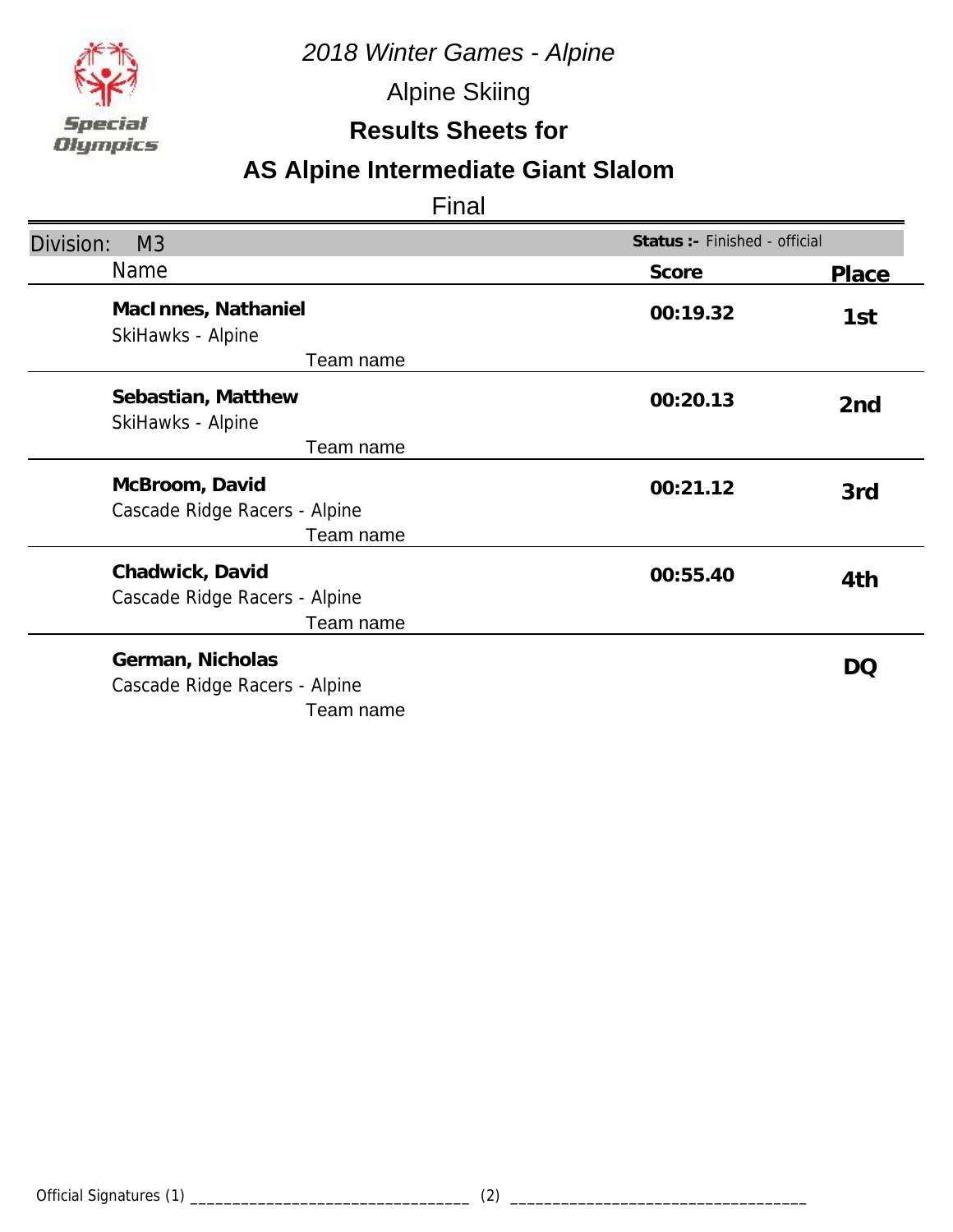*2018 Winter Games - Alpine*

Alpine Skiing

**Results Sheets for**

## AS Alpine Intermediate Giant Slalom

Final

Division: M3 — **Status :-** Finished - official

| Name | Score | Place |
|---|---|---|
| **MacInnes, Nathaniel**<br>SkiHawks - Alpine<br>Team name | **00:19.32** | **1st** |
| **Sebastian, Matthew**<br>SkiHawks - Alpine<br>Team name | **00:20.13** | **2nd** |
| **McBroom, David**<br>Cascade Ridge Racers - Alpine<br>Team name | **00:21.12** | **3rd** |
| **Chadwick, David**<br>Cascade Ridge Racers - Alpine<br>Team name | **00:55.40** | **4th** |
| **German, Nicholas**<br>Cascade Ridge Racers - Alpine<br>Team name | | **DQ** |

Official Signatures (1) ________________________________ (2) ________________________________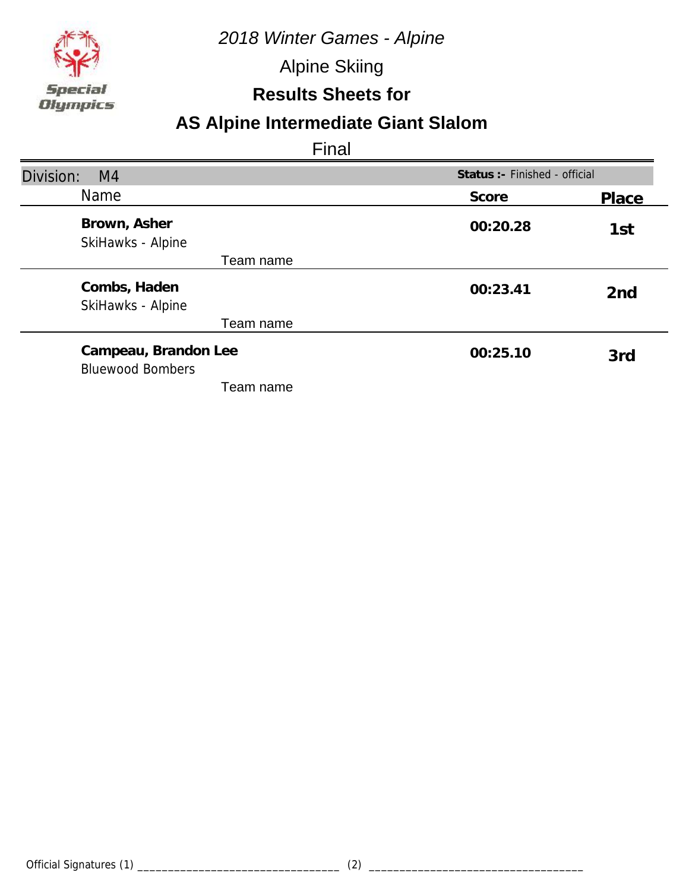*2018 Winter Games - Alpine*

Alpine Skiing

**Results Sheets for**

## AS Alpine Intermediate Giant Slalom

Final

Division: M4 — **Status :-** Finished - official

| Name | Score | Place |
|---|---|---|
| **Brown, Asher**<br>SkiHawks - Alpine<br>Team name | **00:20.28** | **1st** |
| **Combs, Haden**<br>SkiHawks - Alpine<br>Team name | **00:23.41** | **2nd** |
| **Campeau, Brandon Lee**<br>Bluewood Bombers<br>Team name | **00:25.10** | **3rd** |

Official Signatures (1) ________________________________ (2) ________________________________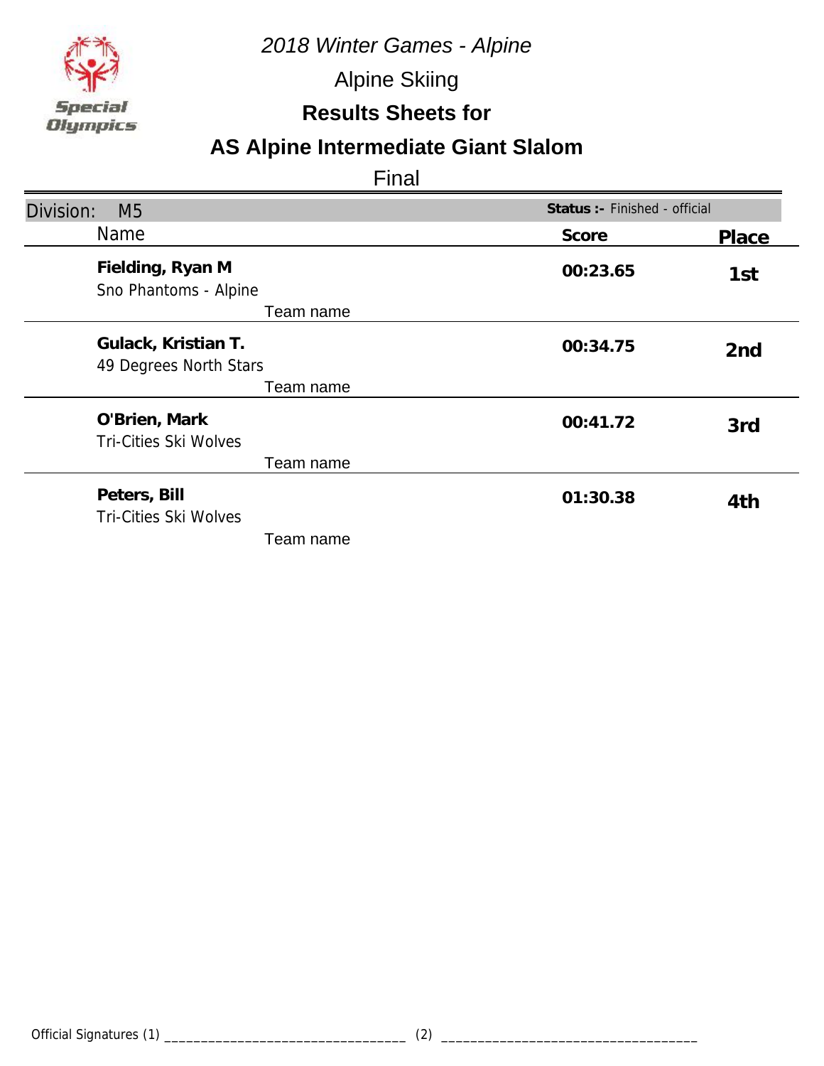Special Olympics

*2018 Winter Games - Alpine*

Alpine Skiing

**Results Sheets for**

## AS Alpine Intermediate Giant Slalom

Final

Division: M5 — **Status :-** Finished - official

| Name | Score | Place |
|---|---|---|
| **Fielding, Ryan M**<br>Sno Phantoms - Alpine<br>Team name | **00:23.65** | **1st** |
| **Gulack, Kristian T.**<br>49 Degrees North Stars<br>Team name | **00:34.75** | **2nd** |
| **O'Brien, Mark**<br>Tri-Cities Ski Wolves<br>Team name | **00:41.72** | **3rd** |
| **Peters, Bill**<br>Tri-Cities Ski Wolves<br>Team name | **01:30.38** | **4th** |

Official Signatures (1) _________________________________ (2) __________________________________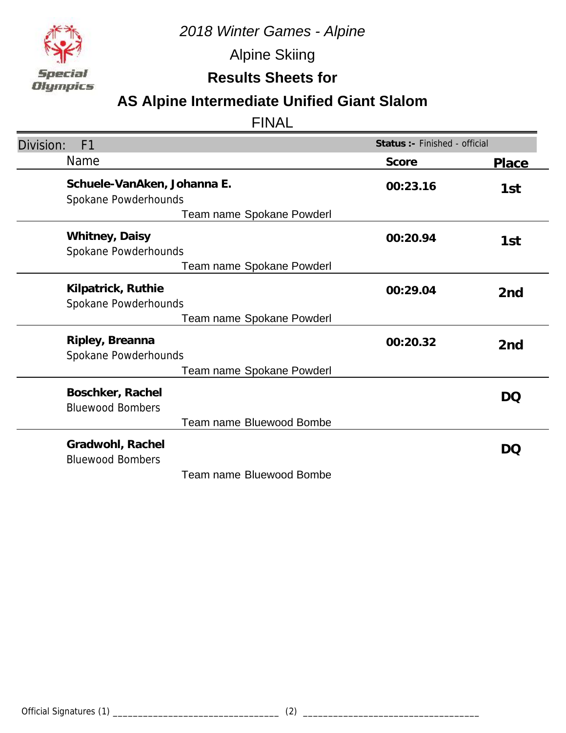*2018 Winter Games - Alpine*

Alpine Skiing

**Results Sheets for**

## AS Alpine Intermediate Unified Giant Slalom

FINAL

Division: F1 — **Status :-** Finished - official

| Name | Score | Place |
|---|---|---|
| **Schuele-VanAken, Johanna E.**<br>Spokane Powderhounds<br>Team name Spokane Powderl | **00:23.16** | **1st** |
| **Whitney, Daisy**<br>Spokane Powderhounds<br>Team name Spokane Powderl | **00:20.94** | **1st** |
| **Kilpatrick, Ruthie**<br>Spokane Powderhounds<br>Team name Spokane Powderl | **00:29.04** | **2nd** |
| **Ripley, Breanna**<br>Spokane Powderhounds<br>Team name Spokane Powderl | **00:20.32** | **2nd** |
| **Boschker, Rachel**<br>Bluewood Bombers<br>Team name Bluewood Bombe | | **DQ** |
| **Gradwohl, Rachel**<br>Bluewood Bombers<br>Team name Bluewood Bombe | | **DQ** |

Official Signatures (1) ________________________________ (2) ________________________________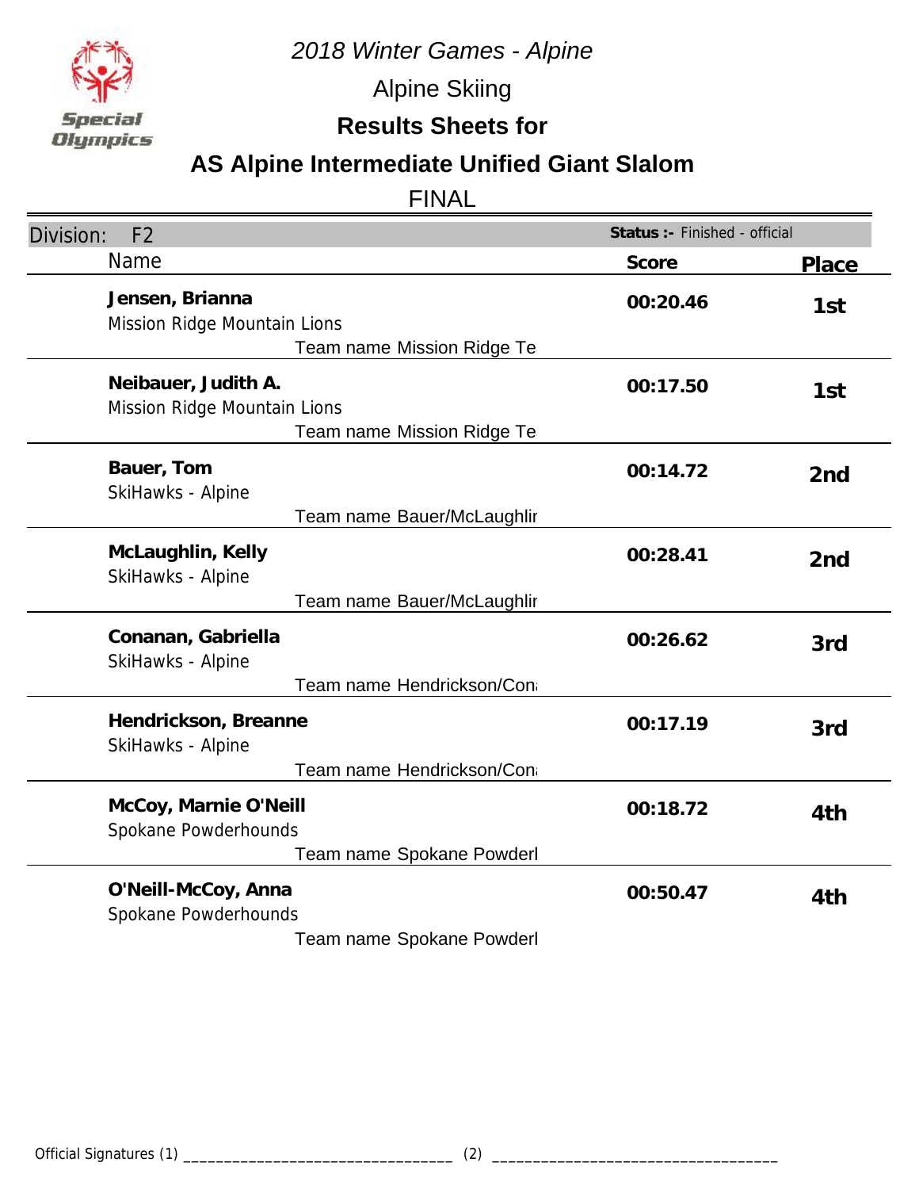*2018 Winter Games - Alpine*

Alpine Skiing

**Results Sheets for**

## AS Alpine Intermediate Unified Giant Slalom

FINAL

Division: F2 — **Status :-** Finished - official

| Name | Score | Place |
|---|---|---|
| **Jensen, Brianna**<br>Mission Ridge Mountain Lions<br>Team name Mission Ridge Te | **00:20.46** | **1st** |
| **Neibauer, Judith A.**<br>Mission Ridge Mountain Lions<br>Team name Mission Ridge Te | **00:17.50** | **1st** |
| **Bauer, Tom**<br>SkiHawks - Alpine<br>Team name Bauer/McLaughlir | **00:14.72** | **2nd** |
| **McLaughlin, Kelly**<br>SkiHawks - Alpine<br>Team name Bauer/McLaughlir | **00:28.41** | **2nd** |
| **Conanan, Gabriella**<br>SkiHawks - Alpine<br>Team name Hendrickson/Con | **00:26.62** | **3rd** |
| **Hendrickson, Breanne**<br>SkiHawks - Alpine<br>Team name Hendrickson/Con | **00:17.19** | **3rd** |
| **McCoy, Marnie O'Neill**<br>Spokane Powderhounds<br>Team name Spokane Powderl | **00:18.72** | **4th** |
| **O'Neill-McCoy, Anna**<br>Spokane Powderhounds<br>Team name Spokane Powderl | **00:50.47** | **4th** |

Official Signatures (1) ________________________________ (2) ________________________________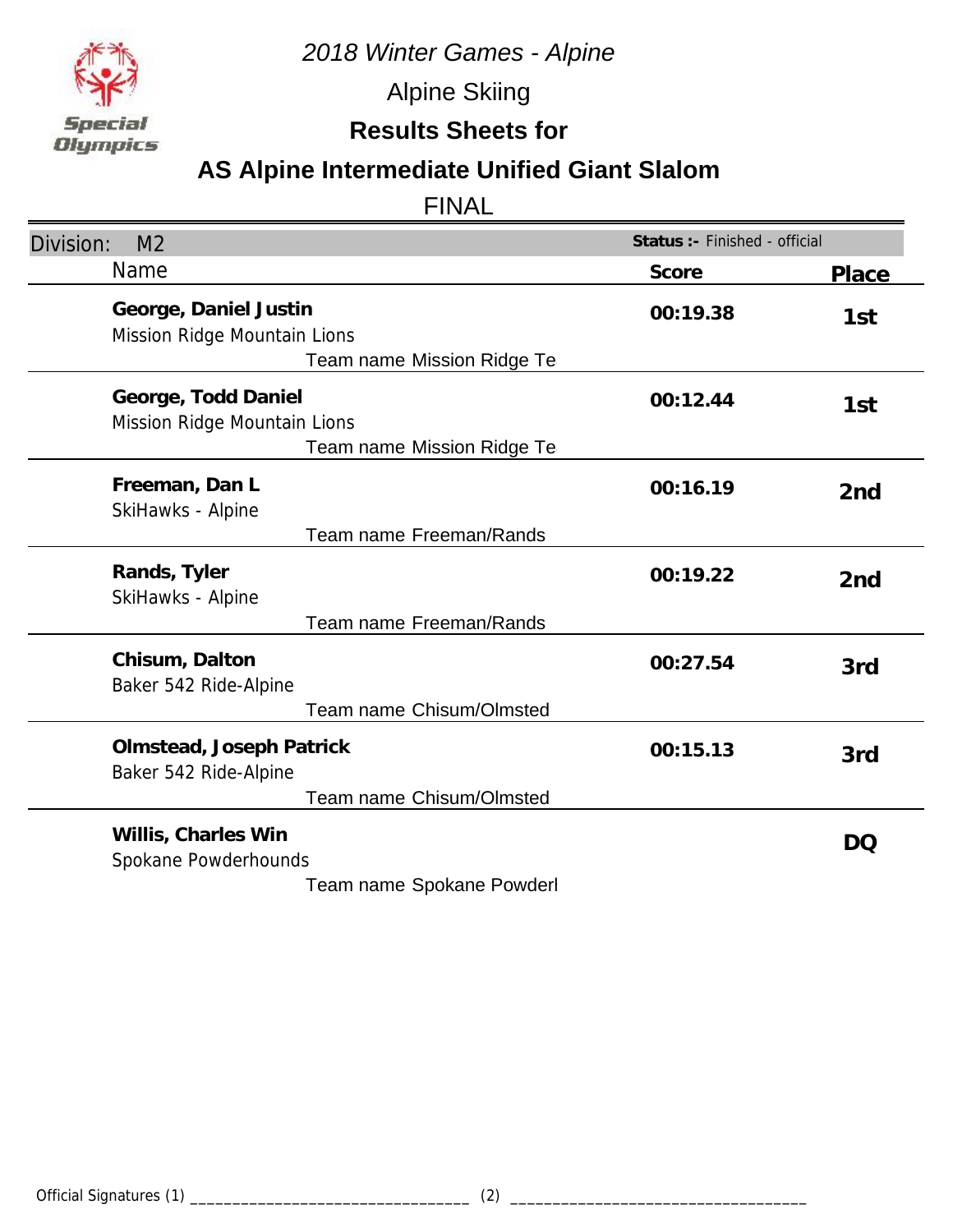*2018 Winter Games - Alpine*

Alpine Skiing

**Results Sheets for**

## AS Alpine Intermediate Unified Giant Slalom

FINAL

Division: M2 | **Status :-** Finished - official

| Name | Score | Place |
|---|---|---|
| **George, Daniel Justin**<br>Mission Ridge Mountain Lions<br>Team name Mission Ridge Te | **00:19.38** | **1st** |
| **George, Todd Daniel**<br>Mission Ridge Mountain Lions<br>Team name Mission Ridge Te | **00:12.44** | **1st** |
| **Freeman, Dan L**<br>SkiHawks - Alpine<br>Team name Freeman/Rands | **00:16.19** | **2nd** |
| **Rands, Tyler**<br>SkiHawks - Alpine<br>Team name Freeman/Rands | **00:19.22** | **2nd** |
| **Chisum, Dalton**<br>Baker 542 Ride-Alpine<br>Team name Chisum/Olmsted | **00:27.54** | **3rd** |
| **Olmstead, Joseph Patrick**<br>Baker 542 Ride-Alpine<br>Team name Chisum/Olmsted | **00:15.13** | **3rd** |
| **Willis, Charles Win**<br>Spokane Powderhounds<br>Team name Spokane Powderl | | **DQ** |

Official Signatures (1) ________________________________ (2) ________________________________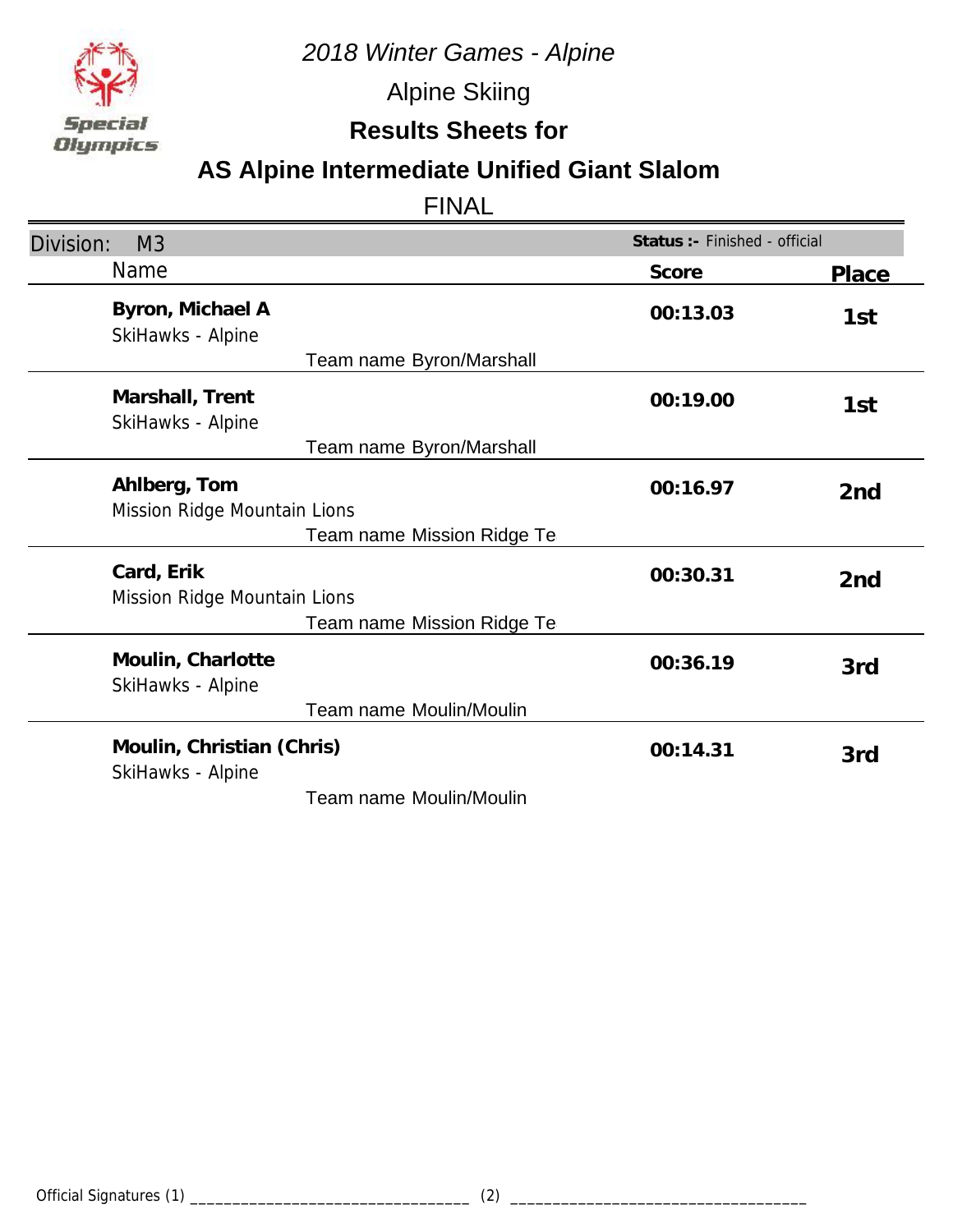*2018 Winter Games - Alpine*

Alpine Skiing

**Results Sheets for**

## AS Alpine Intermediate Unified Giant Slalom

FINAL

| Division: M3 | **Status :-** Finished - official | |
|---|---|---|
| Name | **Score** | **Place** |
| **Byron, Michael A**<br>SkiHawks - Alpine<br>Team name Byron/Marshall | **00:13.03** | **1st** |
| **Marshall, Trent**<br>SkiHawks - Alpine<br>Team name Byron/Marshall | **00:19.00** | **1st** |
| **Ahlberg, Tom**<br>Mission Ridge Mountain Lions<br>Team name Mission Ridge Te | **00:16.97** | **2nd** |
| **Card, Erik**<br>Mission Ridge Mountain Lions<br>Team name Mission Ridge Te | **00:30.31** | **2nd** |
| **Moulin, Charlotte**<br>SkiHawks - Alpine<br>Team name Moulin/Moulin | **00:36.19** | **3rd** |
| **Moulin, Christian (Chris)**<br>SkiHawks - Alpine<br>Team name Moulin/Moulin | **00:14.31** | **3rd** |

Official Signatures (1) ________________________________ (2) ________________________________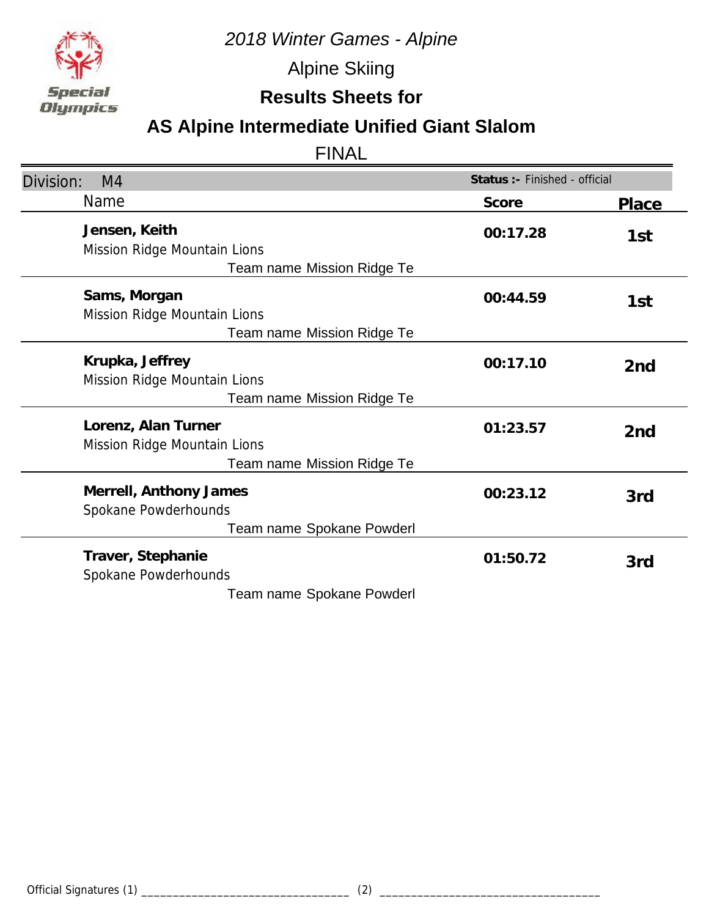*2018 Winter Games - Alpine*

Alpine Skiing

## Results Sheets for

## AS Alpine Intermediate Unified Giant Slalom

FINAL

Division: M4 — **Status :-** Finished - official

| Name | Score | Place |
|---|---|---|
| **Jensen, Keith**<br>Mission Ridge Mountain Lions<br>Team name Mission Ridge Te | **00:17.28** | **1st** |
| **Sams, Morgan**<br>Mission Ridge Mountain Lions<br>Team name Mission Ridge Te | **00:44.59** | **1st** |
| **Krupka, Jeffrey**<br>Mission Ridge Mountain Lions<br>Team name Mission Ridge Te | **00:17.10** | **2nd** |
| **Lorenz, Alan Turner**<br>Mission Ridge Mountain Lions<br>Team name Mission Ridge Te | **01:23.57** | **2nd** |
| **Merrell, Anthony James**<br>Spokane Powderhounds<br>Team name Spokane Powderl | **00:23.12** | **3rd** |
| **Traver, Stephanie**<br>Spokane Powderhounds<br>Team name Spokane Powderl | **01:50.72** | **3rd** |

Official Signatures (1) ________________________________ (2) ________________________________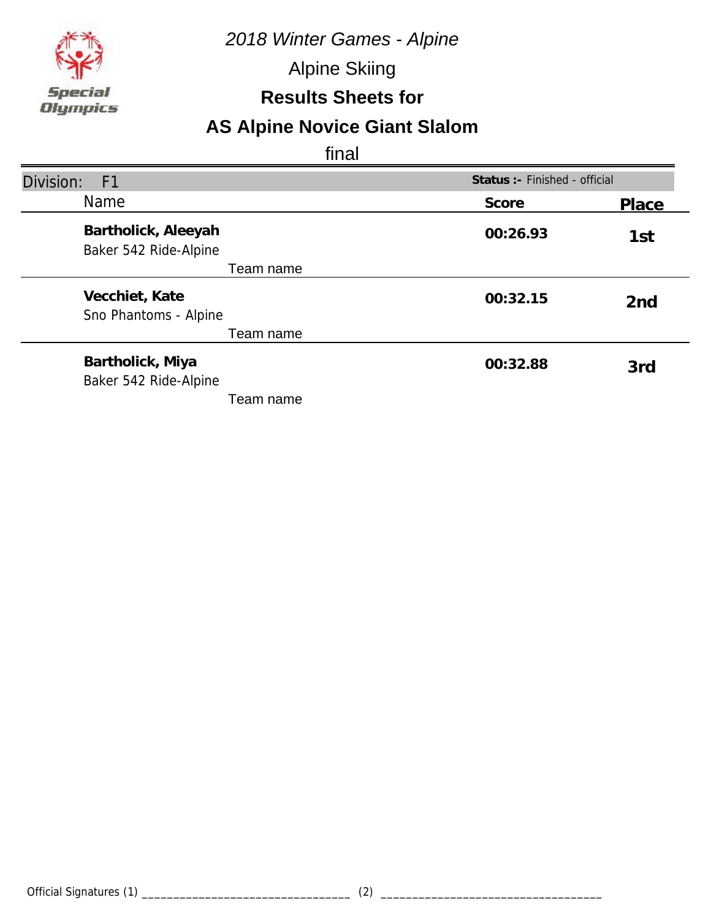*2018 Winter Games - Alpine*

Alpine Skiing

**Results Sheets for**

## AS Alpine Novice Giant Slalom

final

Division: F1 — **Status :-** Finished - official

| Name | Team name | Score | Place |
|---|---|---|---|
| **Bartholick, Aleeyah** | Baker 542 Ride-Alpine | **00:26.93** | **1st** |
| **Vecchiet, Kate** | Sno Phantoms - Alpine | **00:32.15** | **2nd** |
| **Bartholick, Miya** | Baker 542 Ride-Alpine | **00:32.88** | **3rd** |

Official Signatures (1) ________________________________ (2) ________________________________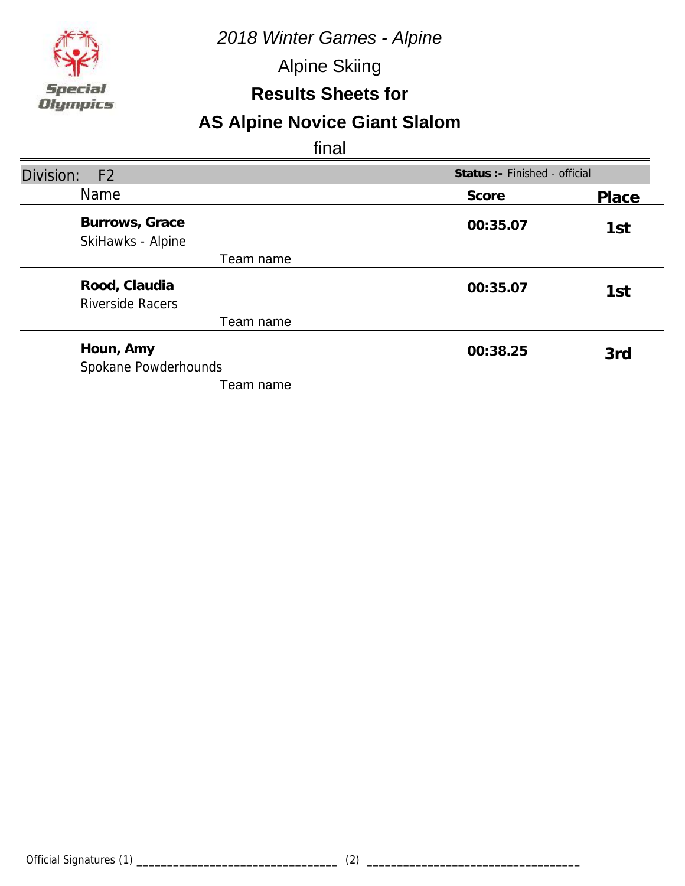*2018 Winter Games - Alpine*

Alpine Skiing

**Results Sheets for**

## AS Alpine Novice Giant Slalom

final

Division: F2 | **Status :-** Finished - official

| Name | Score | Place |
|---|---|---|
| **Burrows, Grace**<br>SkiHawks - Alpine<br>Team name | **00:35.07** | **1st** |
| **Rood, Claudia**<br>Riverside Racers<br>Team name | **00:35.07** | **1st** |
| **Houn, Amy**<br>Spokane Powderhounds<br>Team name | **00:38.25** | **3rd** |

Official Signatures (1) ________________________________ (2) ________________________________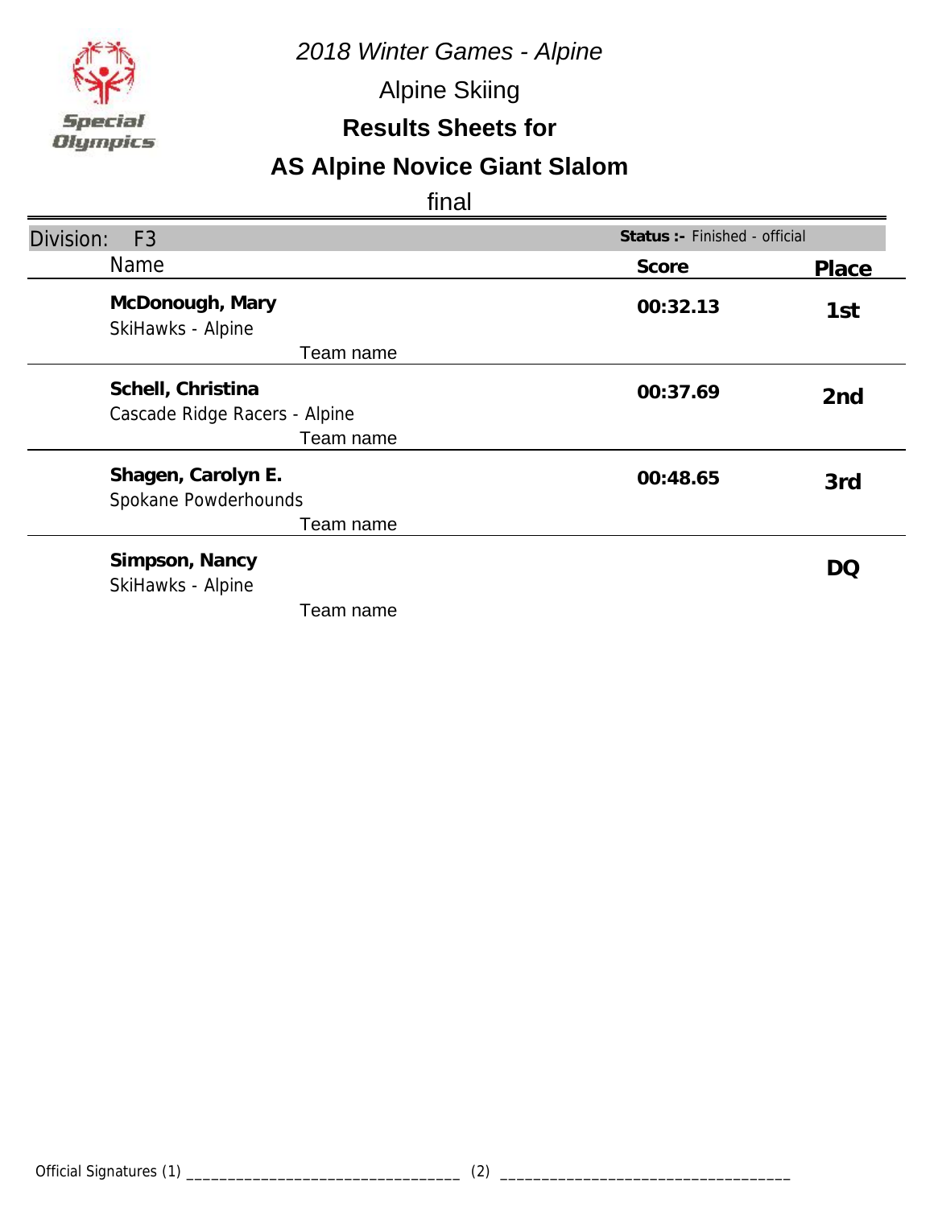*2018 Winter Games - Alpine*

Alpine Skiing

**Results Sheets for**

# AS Alpine Novice Giant Slalom

final

Division: F3 — **Status :-** Finished - official

| Name | Score | Place |
|---|---|---|
| **McDonough, Mary**<br>SkiHawks - Alpine<br>Team name | **00:32.13** | **1st** |
| **Schell, Christina**<br>Cascade Ridge Racers - Alpine<br>Team name | **00:37.69** | **2nd** |
| **Shagen, Carolyn E.**<br>Spokane Powderhounds<br>Team name | **00:48.65** | **3rd** |
| **Simpson, Nancy**<br>SkiHawks - Alpine<br>Team name | | **DQ** |

Official Signatures (1) _________________________________ (2) _________________________________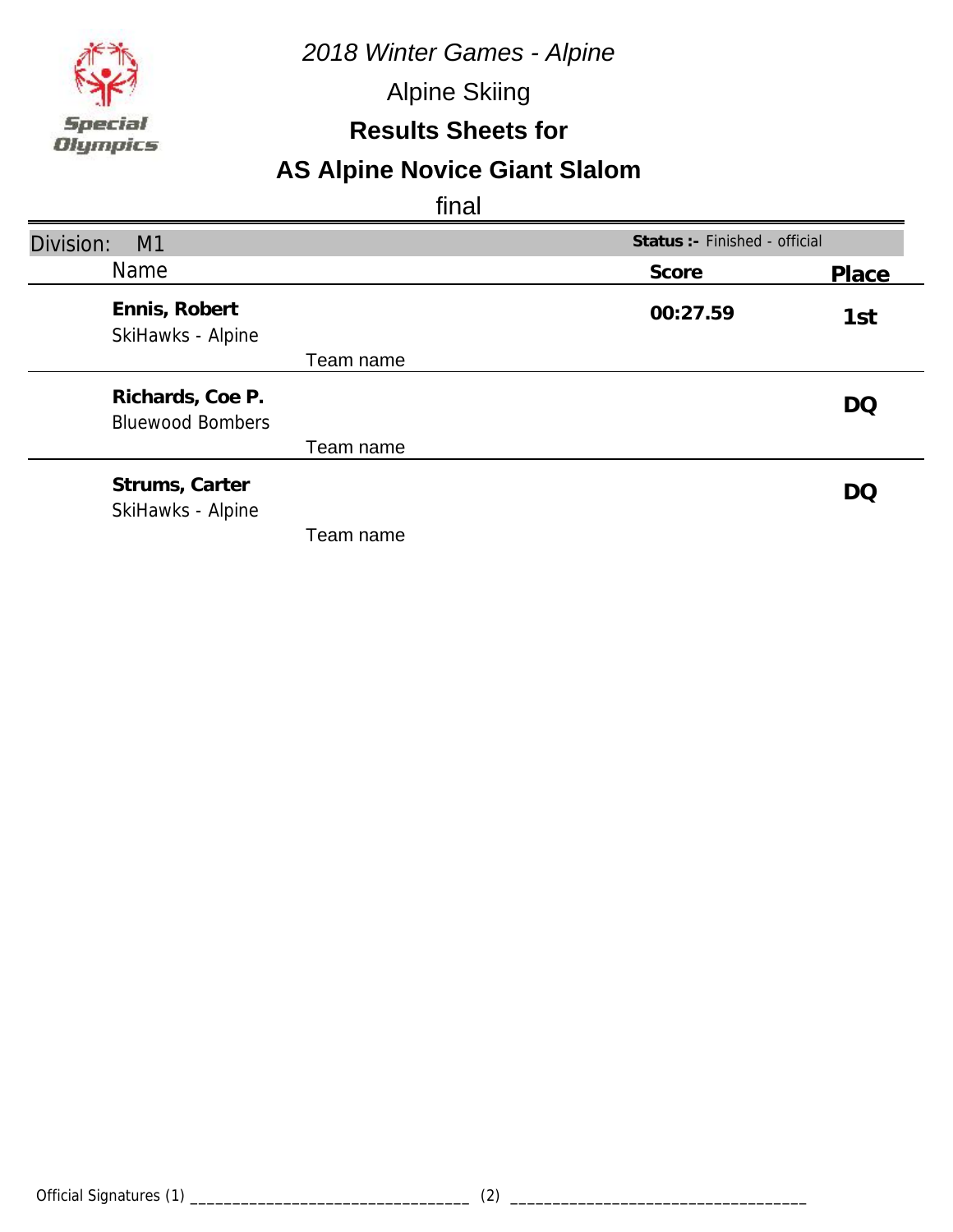*2018 Winter Games - Alpine*

Alpine Skiing

**Results Sheets for**

# AS Alpine Novice Giant Slalom

final

Division: M1

**Status :-** Finished - official

| Name | Team name | Score | Place |
|---|---|---|---|
| **Ennis, Robert** | SkiHawks - Alpine | **00:27.59** | **1st** |
| **Richards, Coe P.** | Bluewood Bombers | | **DQ** |
| **Strums, Carter** | SkiHawks - Alpine | | **DQ** |

Official Signatures (1) ________________________________ (2) ________________________________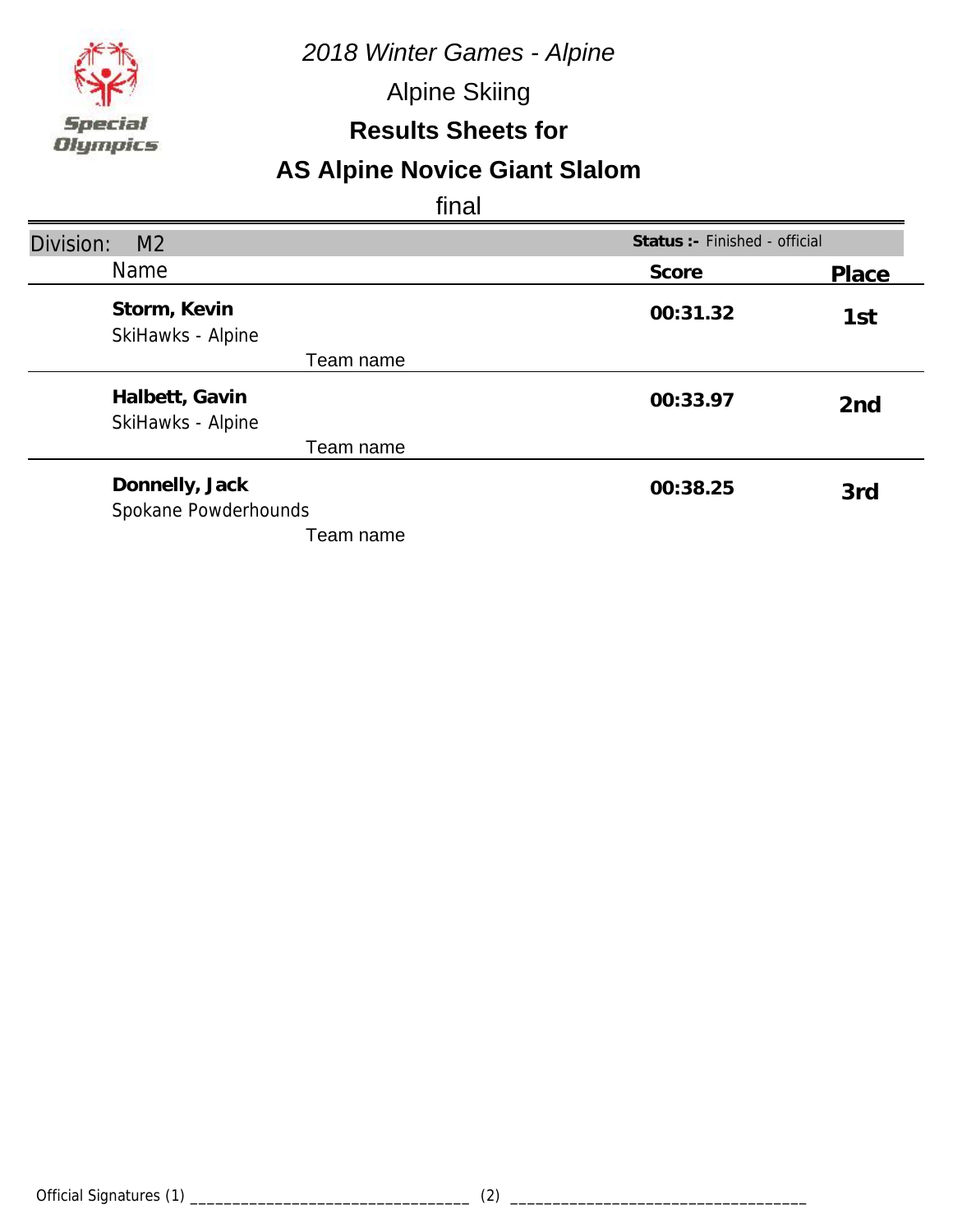*2018 Winter Games - Alpine*

Alpine Skiing

**Results Sheets for**

## AS Alpine Novice Giant Slalom

final

| Division: M2 | **Status :-** Finished - official | |
|---|---|---|
| Name | **Score** | **Place** |
| **Storm, Kevin**<br>SkiHawks - Alpine<br>Team name | **00:31.32** | **1st** |
| **Halbett, Gavin**<br>SkiHawks - Alpine<br>Team name | **00:33.97** | **2nd** |
| **Donnelly, Jack**<br>Spokane Powderhounds<br>Team name | **00:38.25** | **3rd** |

Official Signatures (1) _________________________________ (2) __________________________________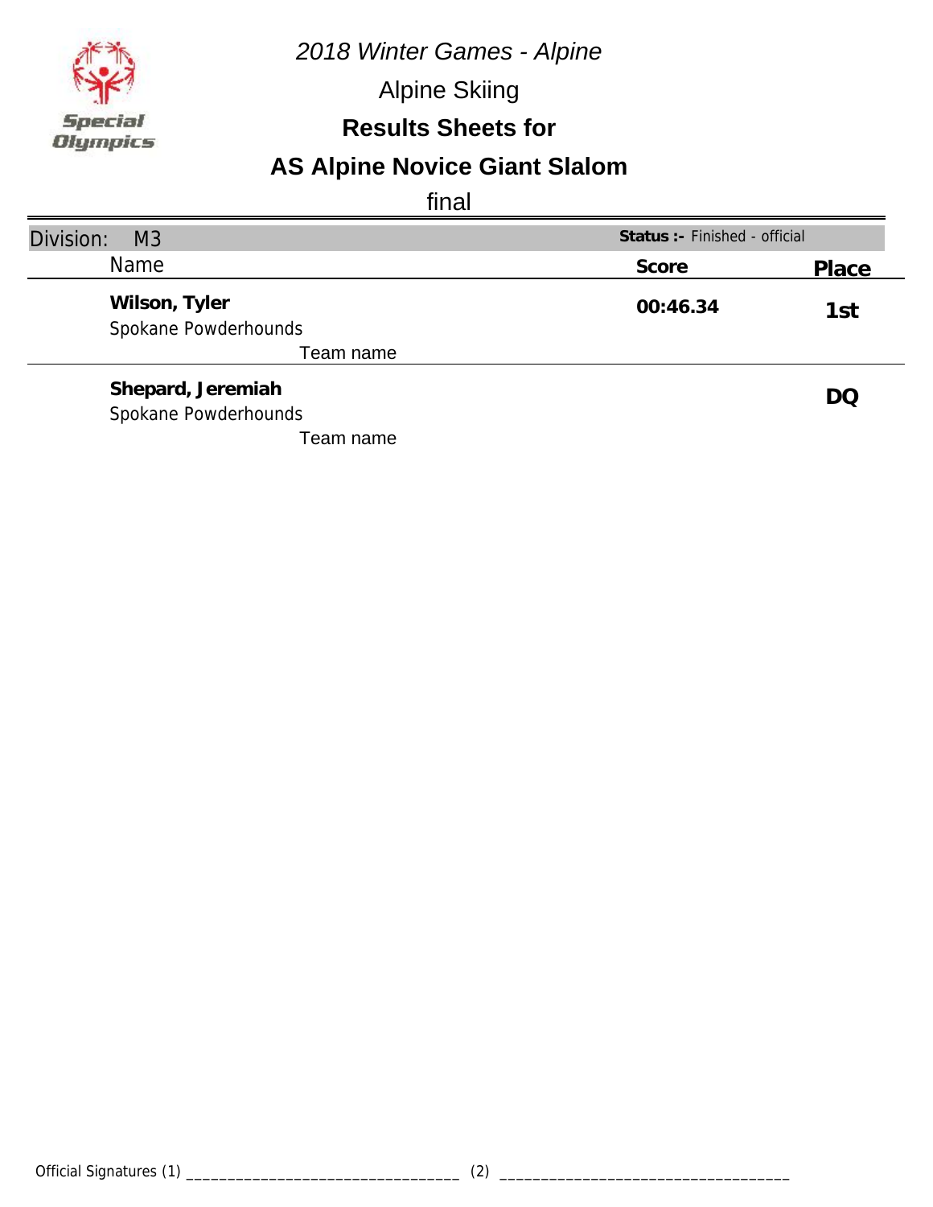*2018 Winter Games - Alpine*

Alpine Skiing

**Results Sheets for**

## AS Alpine Novice Giant Slalom

final

| Division: M3 | Status :- Finished - official | |
|---|---|---|
| Name | Score | Place |
| **Wilson, Tyler**<br>Spokane Powderhounds<br>Team name | **00:46.34** | **1st** |
| **Shepard, Jeremiah**<br>Spokane Powderhounds<br>Team name | | **DQ** |

Official Signatures (1) ________________________________ (2) ________________________________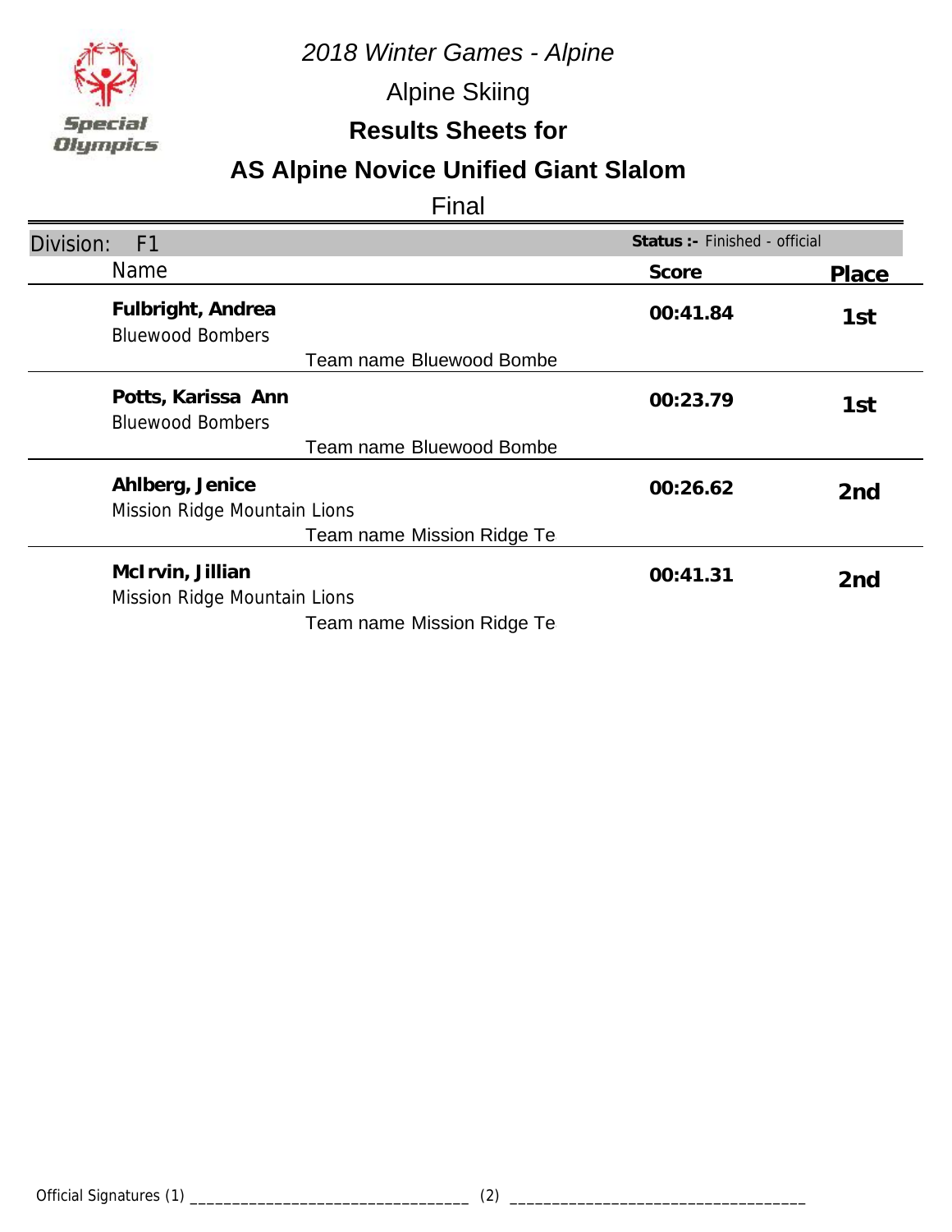*2018 Winter Games - Alpine*

Alpine Skiing

**Results Sheets for**

## AS Alpine Novice Unified Giant Slalom

Final

| Division: F1 | Status :- Finished - official | |
|---|---|---|
| **Name** | **Score** | **Place** |
| **Fulbright, Andrea**<br>Bluewood Bombers<br>Team name Bluewood Bombe | **00:41.84** | **1st** |
| **Potts, Karissa Ann**<br>Bluewood Bombers<br>Team name Bluewood Bombe | **00:23.79** | **1st** |
| **Ahlberg, Jenice**<br>Mission Ridge Mountain Lions<br>Team name Mission Ridge Te | **00:26.62** | **2nd** |
| **McIrvin, Jillian**<br>Mission Ridge Mountain Lions<br>Team name Mission Ridge Te | **00:41.31** | **2nd** |

Official Signatures (1) _________________________________ (2) _________________________________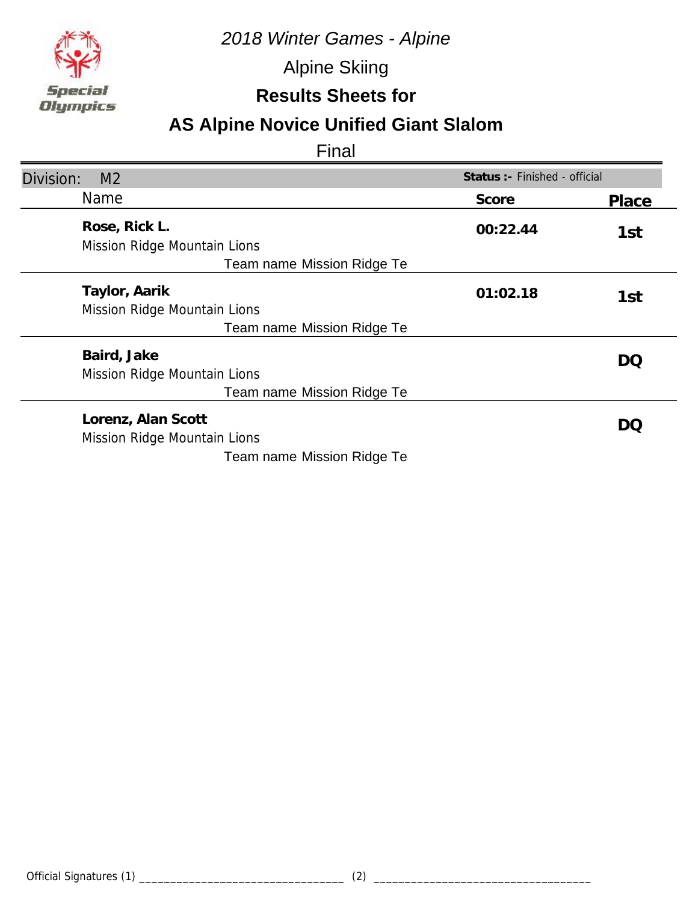*2018 Winter Games - Alpine*

Alpine Skiing

**Results Sheets for**

## AS Alpine Novice Unified Giant Slalom

Final

| Division: M2 | **Status :-** Finished - official | |
|---|---|---|
| Name | **Score** | **Place** |
| **Rose, Rick L.**<br>Mission Ridge Mountain Lions<br>Team name Mission Ridge Te | **00:22.44** | **1st** |
| **Taylor, Aarik**<br>Mission Ridge Mountain Lions<br>Team name Mission Ridge Te | **01:02.18** | **1st** |
| **Baird, Jake**<br>Mission Ridge Mountain Lions<br>Team name Mission Ridge Te | | **DQ** |
| **Lorenz, Alan Scott**<br>Mission Ridge Mountain Lions<br>Team name Mission Ridge Te | | **DQ** |

Official Signatures (1) ________________________________ (2) ________________________________